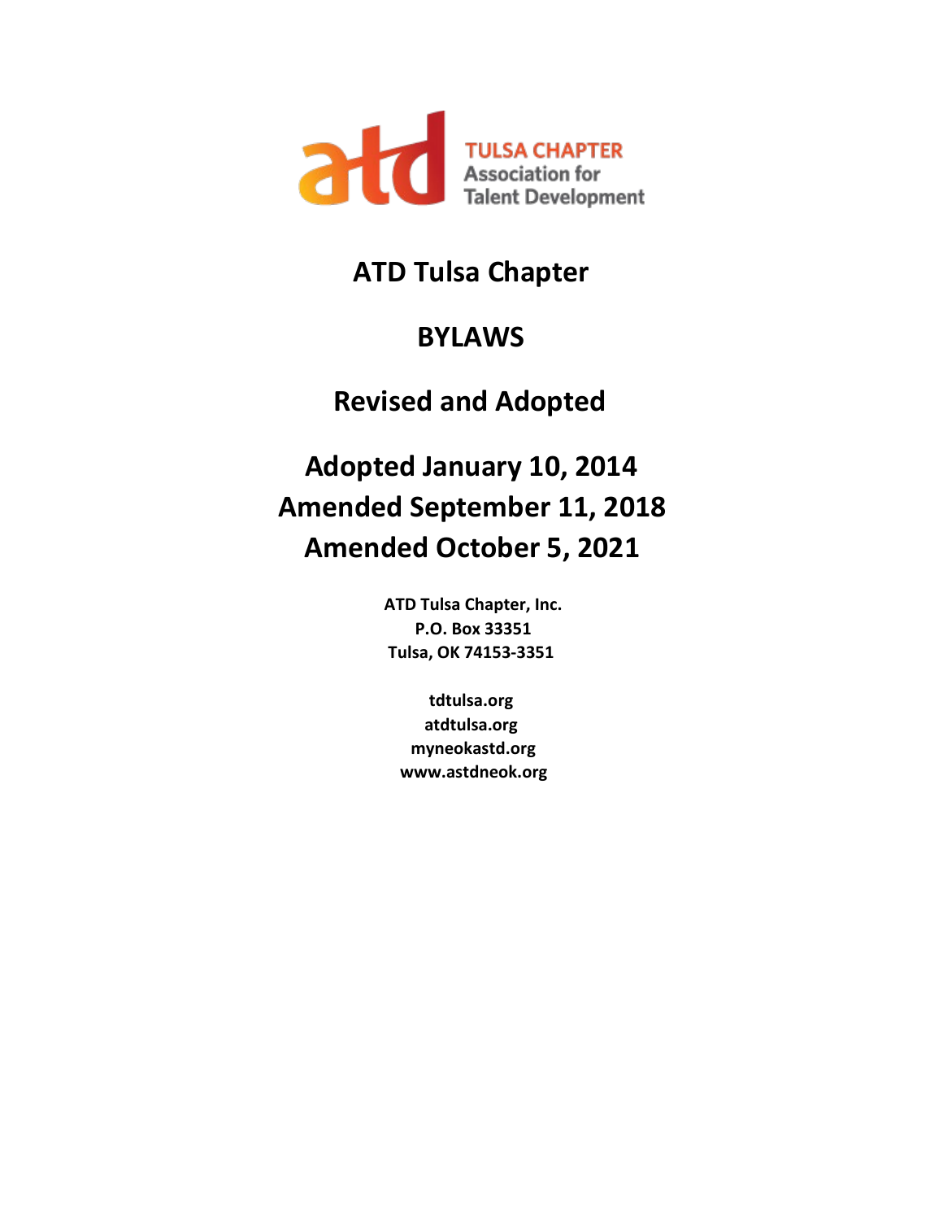TULSA CHAPTER
Association for
Talent Development

# ATD Tulsa Chapter

# BYLAWS

## Revised and Adopted

## Adopted January 10, 2014
## Amended September 11, 2018
## Amended October 5, 2021

**ATD Tulsa Chapter, Inc.**
**P.O. Box 33351**
**Tulsa, OK 74153-3351**

**tdtulsa.org**
**atdtulsa.org**
**myneokastd.org**
**www.astdneok.org**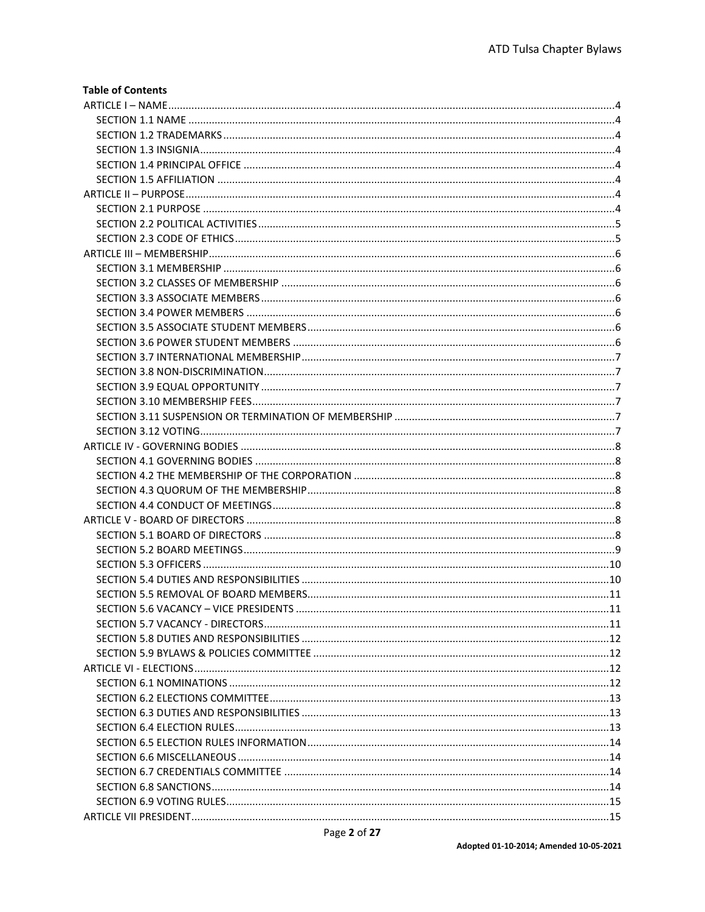**Table of Contents**

ARTICLE I – NAME ..... 4
- SECTION 1.1 NAME ..... 4
- SECTION 1.2 TRADEMARKS ..... 4
- SECTION 1.3 INSIGNIA ..... 4
- SECTION 1.4 PRINCIPAL OFFICE ..... 4
- SECTION 1.5 AFFILIATION ..... 4

ARTICLE II – PURPOSE ..... 4
- SECTION 2.1 PURPOSE ..... 4
- SECTION 2.2 POLITICAL ACTIVITIES ..... 5
- SECTION 2.3 CODE OF ETHICS ..... 5

ARTICLE III – MEMBERSHIP ..... 6
- SECTION 3.1 MEMBERSHIP ..... 6
- SECTION 3.2 CLASSES OF MEMBERSHIP ..... 6
- SECTION 3.3 ASSOCIATE MEMBERS ..... 6
- SECTION 3.4 POWER MEMBERS ..... 6
- SECTION 3.5 ASSOCIATE STUDENT MEMBERS ..... 6
- SECTION 3.6 POWER STUDENT MEMBERS ..... 6
- SECTION 3.7 INTERNATIONAL MEMBERSHIP ..... 7
- SECTION 3.8 NON-DISCRIMINATION ..... 7
- SECTION 3.9 EQUAL OPPORTUNITY ..... 7
- SECTION 3.10 MEMBERSHIP FEES ..... 7
- SECTION 3.11 SUSPENSION OR TERMINATION OF MEMBERSHIP ..... 7
- SECTION 3.12 VOTING ..... 7

ARTICLE IV - GOVERNING BODIES ..... 8
- SECTION 4.1 GOVERNING BODIES ..... 8
- SECTION 4.2 THE MEMBERSHIP OF THE CORPORATION ..... 8
- SECTION 4.3 QUORUM OF THE MEMBERSHIP ..... 8
- SECTION 4.4 CONDUCT OF MEETINGS ..... 8

ARTICLE V - BOARD OF DIRECTORS ..... 8
- SECTION 5.1 BOARD OF DIRECTORS ..... 8
- SECTION 5.2 BOARD MEETINGS ..... 9
- SECTION 5.3 OFFICERS ..... 10
- SECTION 5.4 DUTIES AND RESPONSIBILITIES ..... 10
- SECTION 5.5 REMOVAL OF BOARD MEMBERS ..... 11
- SECTION 5.6 VACANCY – VICE PRESIDENTS ..... 11
- SECTION 5.7 VACANCY - DIRECTORS ..... 11
- SECTION 5.8 DUTIES AND RESPONSIBILITIES ..... 12
- SECTION 5.9 BYLAWS & POLICIES COMMITTEE ..... 12

ARTICLE VI - ELECTIONS ..... 12
- SECTION 6.1 NOMINATIONS ..... 12
- SECTION 6.2 ELECTIONS COMMITTEE ..... 13
- SECTION 6.3 DUTIES AND RESPONSIBILITIES ..... 13
- SECTION 6.4 ELECTION RULES ..... 13
- SECTION 6.5 ELECTION RULES INFORMATION ..... 14
- SECTION 6.6 MISCELLANEOUS ..... 14
- SECTION 6.7 CREDENTIALS COMMITTEE ..... 14
- SECTION 6.8 SANCTIONS ..... 14
- SECTION 6.9 VOTING RULES ..... 15

ARTICLE VII PRESIDENT ..... 15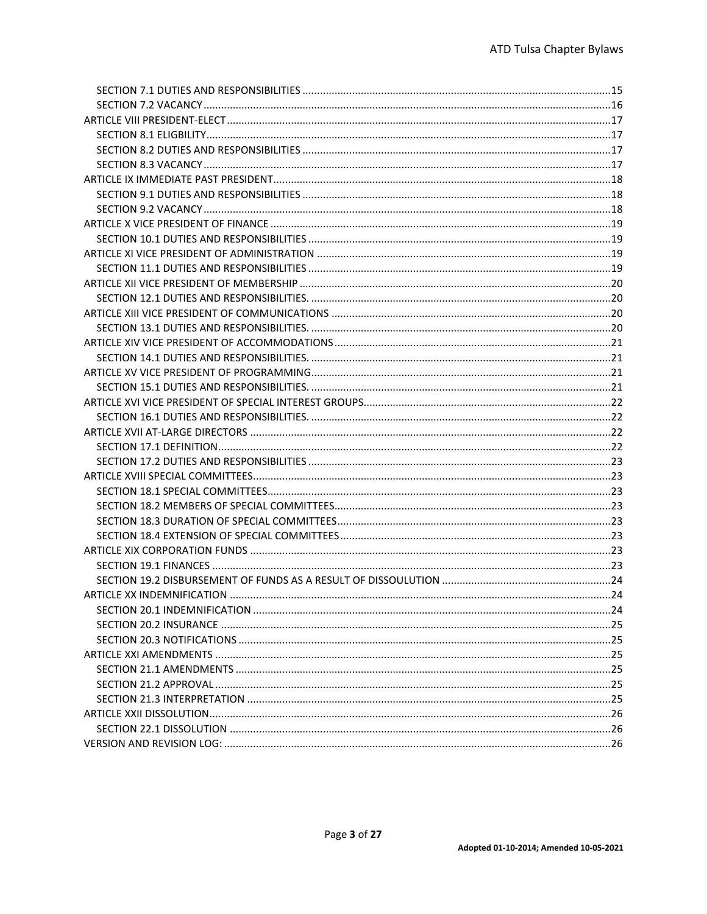SECTION 7.1 DUTIES AND RESPONSIBILITIES ..........15
SECTION 7.2 VACANCY ..........16
ARTICLE VIII PRESIDENT-ELECT ..........17
SECTION 8.1 ELIGBILITY ..........17
SECTION 8.2 DUTIES AND RESPONSIBILITIES ..........17
SECTION 8.3 VACANCY ..........17
ARTICLE IX IMMEDIATE PAST PRESIDENT ..........18
SECTION 9.1 DUTIES AND RESPONSIBILITIES ..........18
SECTION 9.2 VACANCY ..........18
ARTICLE X VICE PRESIDENT OF FINANCE ..........19
SECTION 10.1 DUTIES AND RESPONSIBILITIES ..........19
ARTICLE XI VICE PRESIDENT OF ADMINISTRATION ..........19
SECTION 11.1 DUTIES AND RESPONSIBILITIES ..........19
ARTICLE XII VICE PRESIDENT OF MEMBERSHIP ..........20
SECTION 12.1 DUTIES AND RESPONSIBILITIES. ..........20
ARTICLE XIII VICE PRESIDENT OF COMMUNICATIONS ..........20
SECTION 13.1 DUTIES AND RESPONSIBILITIES. ..........20
ARTICLE XIV VICE PRESIDENT OF ACCOMMODATIONS ..........21
SECTION 14.1 DUTIES AND RESPONSIBILITIES. ..........21
ARTICLE XV VICE PRESIDENT OF PROGRAMMING ..........21
SECTION 15.1 DUTIES AND RESPONSIBILITIES. ..........21
ARTICLE XVI VICE PRESIDENT OF SPECIAL INTEREST GROUPS ..........22
SECTION 16.1 DUTIES AND RESPONSIBILITIES. ..........22
ARTICLE XVII AT-LARGE DIRECTORS ..........22
SECTION 17.1 DEFINITION ..........22
SECTION 17.2 DUTIES AND RESPONSIBILITIES ..........23
ARTICLE XVIII SPECIAL COMMITTEES ..........23
SECTION 18.1 SPECIAL COMMITTEES ..........23
SECTION 18.2 MEMBERS OF SPECIAL COMMITTEES ..........23
SECTION 18.3 DURATION OF SPECIAL COMMITTEES ..........23
SECTION 18.4 EXTENSION OF SPECIAL COMMITTEES ..........23
ARTICLE XIX CORPORATION FUNDS ..........23
SECTION 19.1 FINANCES ..........23
SECTION 19.2 DISBURSEMENT OF FUNDS AS A RESULT OF DISSOULTION ..........24
ARTICLE XX INDEMNIFICATION ..........24
SECTION 20.1 INDEMNIFICATION ..........24
SECTION 20.2 INSURANCE ..........25
SECTION 20.3 NOTIFICATIONS ..........25
ARTICLE XXI AMENDMENTS ..........25
SECTION 21.1 AMENDMENTS ..........25
SECTION 21.2 APPROVAL ..........25
SECTION 21.3 INTERPRETATION ..........25
ARTICLE XXII DISSOLUTION ..........26
SECTION 22.1 DISSOLUTION ..........26
VERSION AND REVISION LOG: ..........26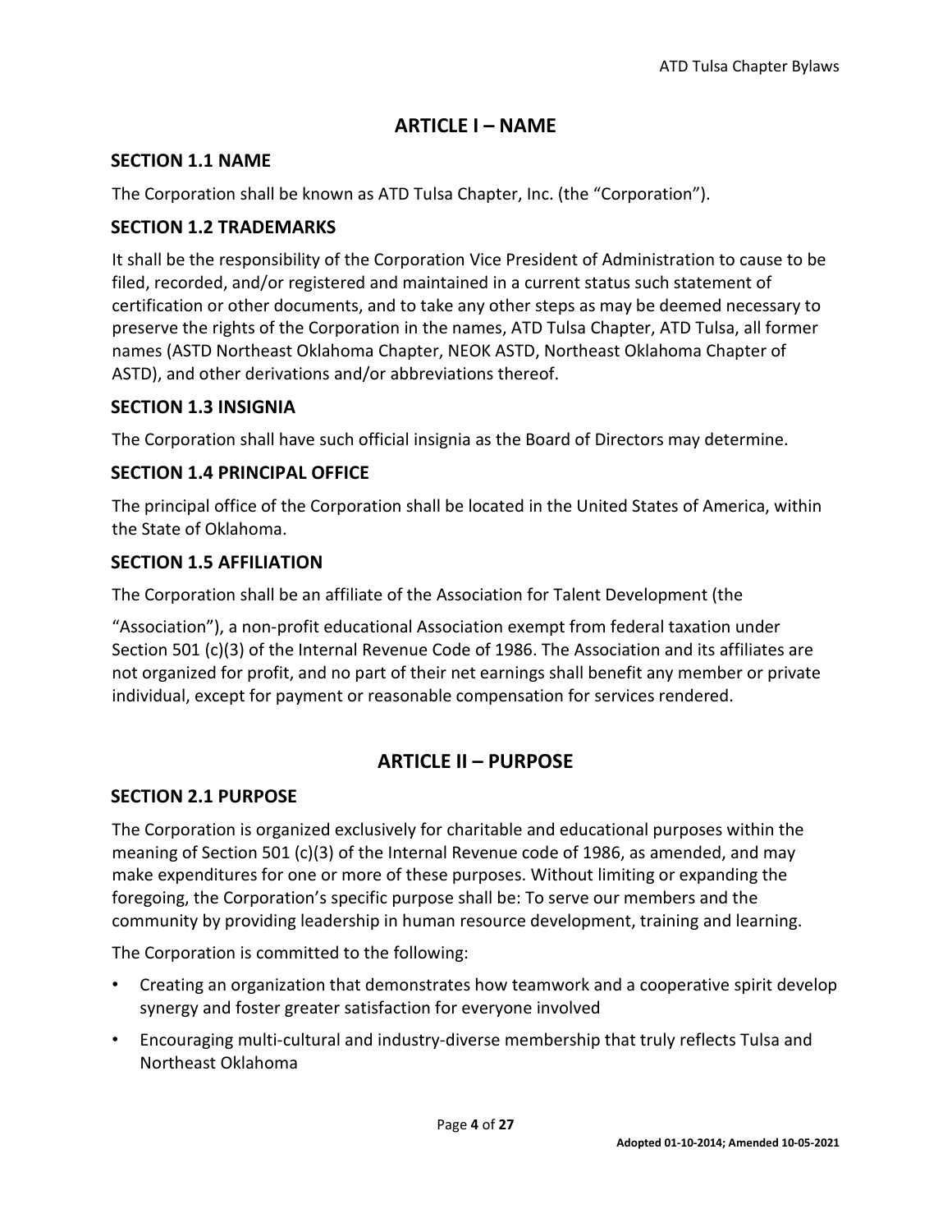## ARTICLE I – NAME

### SECTION 1.1 NAME

The Corporation shall be known as ATD Tulsa Chapter, Inc. (the "Corporation").

### SECTION 1.2 TRADEMARKS

It shall be the responsibility of the Corporation Vice President of Administration to cause to be filed, recorded, and/or registered and maintained in a current status such statement of certification or other documents, and to take any other steps as may be deemed necessary to preserve the rights of the Corporation in the names, ATD Tulsa Chapter, ATD Tulsa, all former names (ASTD Northeast Oklahoma Chapter, NEOK ASTD, Northeast Oklahoma Chapter of ASTD), and other derivations and/or abbreviations thereof.

### SECTION 1.3 INSIGNIA

The Corporation shall have such official insignia as the Board of Directors may determine.

### SECTION 1.4 PRINCIPAL OFFICE

The principal office of the Corporation shall be located in the United States of America, within the State of Oklahoma.

### SECTION 1.5 AFFILIATION

The Corporation shall be an affiliate of the Association for Talent Development (the "Association"), a non-profit educational Association exempt from federal taxation under Section 501 (c)(3) of the Internal Revenue Code of 1986. The Association and its affiliates are not organized for profit, and no part of their net earnings shall benefit any member or private individual, except for payment or reasonable compensation for services rendered.

## ARTICLE II – PURPOSE

### SECTION 2.1 PURPOSE

The Corporation is organized exclusively for charitable and educational purposes within the meaning of Section 501 (c)(3) of the Internal Revenue code of 1986, as amended, and may make expenditures for one or more of these purposes. Without limiting or expanding the foregoing, the Corporation's specific purpose shall be: To serve our members and the community by providing leadership in human resource development, training and learning.

The Corporation is committed to the following:

- Creating an organization that demonstrates how teamwork and a cooperative spirit develop synergy and foster greater satisfaction for everyone involved
- Encouraging multi-cultural and industry-diverse membership that truly reflects Tulsa and Northeast Oklahoma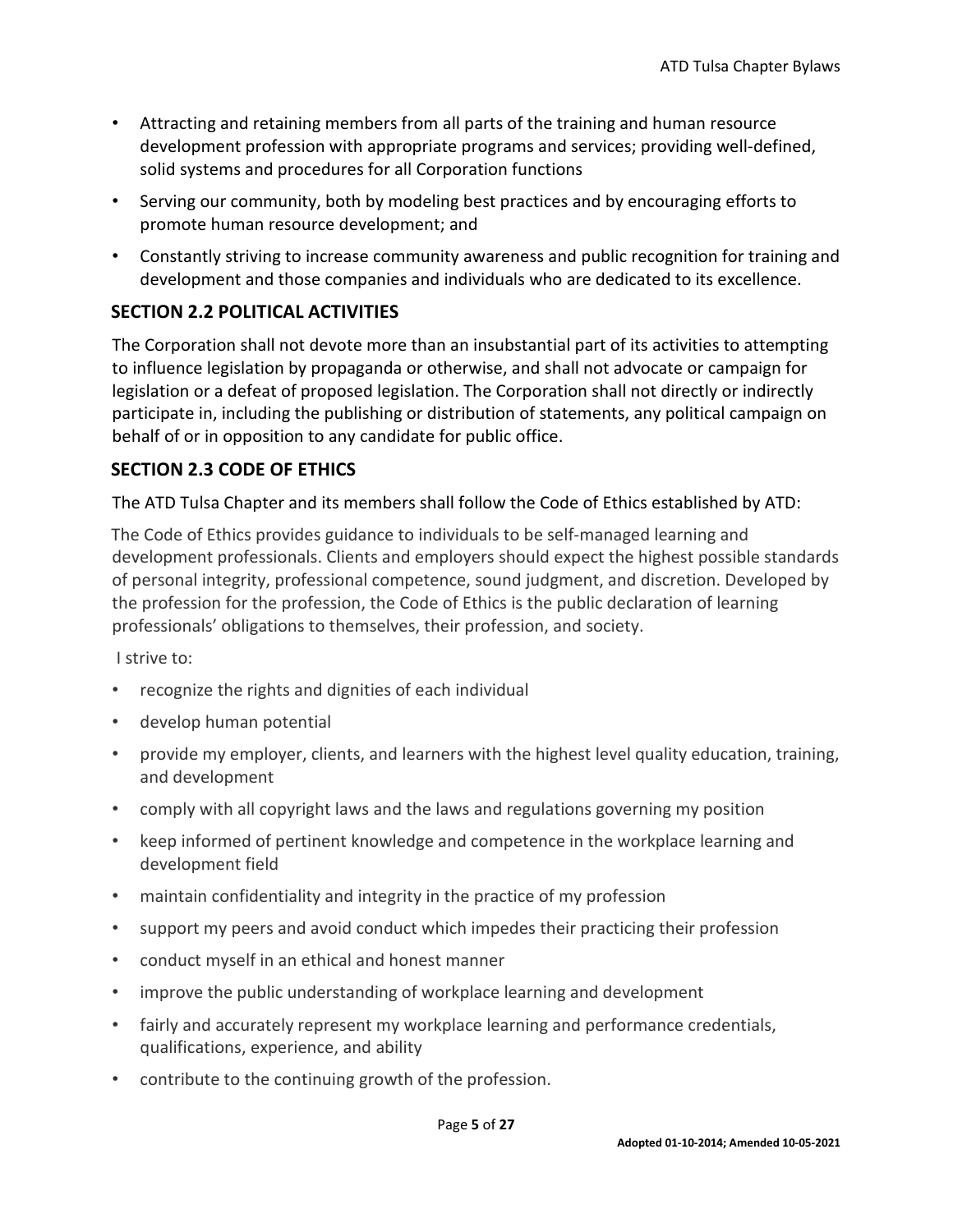- Attracting and retaining members from all parts of the training and human resource development profession with appropriate programs and services; providing well-defined, solid systems and procedures for all Corporation functions
- Serving our community, both by modeling best practices and by encouraging efforts to promote human resource development; and
- Constantly striving to increase community awareness and public recognition for training and development and those companies and individuals who are dedicated to its excellence.

## SECTION 2.2 POLITICAL ACTIVITIES

The Corporation shall not devote more than an insubstantial part of its activities to attempting to influence legislation by propaganda or otherwise, and shall not advocate or campaign for legislation or a defeat of proposed legislation. The Corporation shall not directly or indirectly participate in, including the publishing or distribution of statements, any political campaign on behalf of or in opposition to any candidate for public office.

## SECTION 2.3 CODE OF ETHICS

The ATD Tulsa Chapter and its members shall follow the Code of Ethics established by ATD:

The Code of Ethics provides guidance to individuals to be self-managed learning and development professionals. Clients and employers should expect the highest possible standards of personal integrity, professional competence, sound judgment, and discretion. Developed by the profession for the profession, the Code of Ethics is the public declaration of learning professionals' obligations to themselves, their profession, and society.

I strive to:

- recognize the rights and dignities of each individual
- develop human potential
- provide my employer, clients, and learners with the highest level quality education, training, and development
- comply with all copyright laws and the laws and regulations governing my position
- keep informed of pertinent knowledge and competence in the workplace learning and development field
- maintain confidentiality and integrity in the practice of my profession
- support my peers and avoid conduct which impedes their practicing their profession
- conduct myself in an ethical and honest manner
- improve the public understanding of workplace learning and development
- fairly and accurately represent my workplace learning and performance credentials, qualifications, experience, and ability
- contribute to the continuing growth of the profession.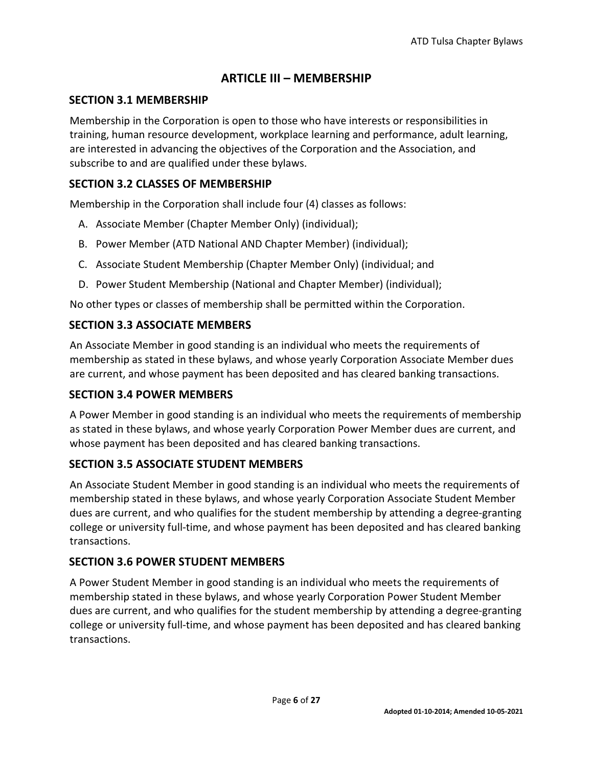# ARTICLE III – MEMBERSHIP

## SECTION 3.1 MEMBERSHIP

Membership in the Corporation is open to those who have interests or responsibilities in training, human resource development, workplace learning and performance, adult learning, are interested in advancing the objectives of the Corporation and the Association, and subscribe to and are qualified under these bylaws.

## SECTION 3.2 CLASSES OF MEMBERSHIP

Membership in the Corporation shall include four (4) classes as follows:

A. Associate Member (Chapter Member Only) (individual);
B. Power Member (ATD National AND Chapter Member) (individual);
C. Associate Student Membership (Chapter Member Only) (individual; and
D. Power Student Membership (National and Chapter Member) (individual);

No other types or classes of membership shall be permitted within the Corporation.

## SECTION 3.3 ASSOCIATE MEMBERS

An Associate Member in good standing is an individual who meets the requirements of membership as stated in these bylaws, and whose yearly Corporation Associate Member dues are current, and whose payment has been deposited and has cleared banking transactions.

## SECTION 3.4 POWER MEMBERS

A Power Member in good standing is an individual who meets the requirements of membership as stated in these bylaws, and whose yearly Corporation Power Member dues are current, and whose payment has been deposited and has cleared banking transactions.

## SECTION 3.5 ASSOCIATE STUDENT MEMBERS

An Associate Student Member in good standing is an individual who meets the requirements of membership stated in these bylaws, and whose yearly Corporation Associate Student Member dues are current, and who qualifies for the student membership by attending a degree-granting college or university full-time, and whose payment has been deposited and has cleared banking transactions.

## SECTION 3.6 POWER STUDENT MEMBERS

A Power Student Member in good standing is an individual who meets the requirements of membership stated in these bylaws, and whose yearly Corporation Power Student Member dues are current, and who qualifies for the student membership by attending a degree-granting college or university full-time, and whose payment has been deposited and has cleared banking transactions.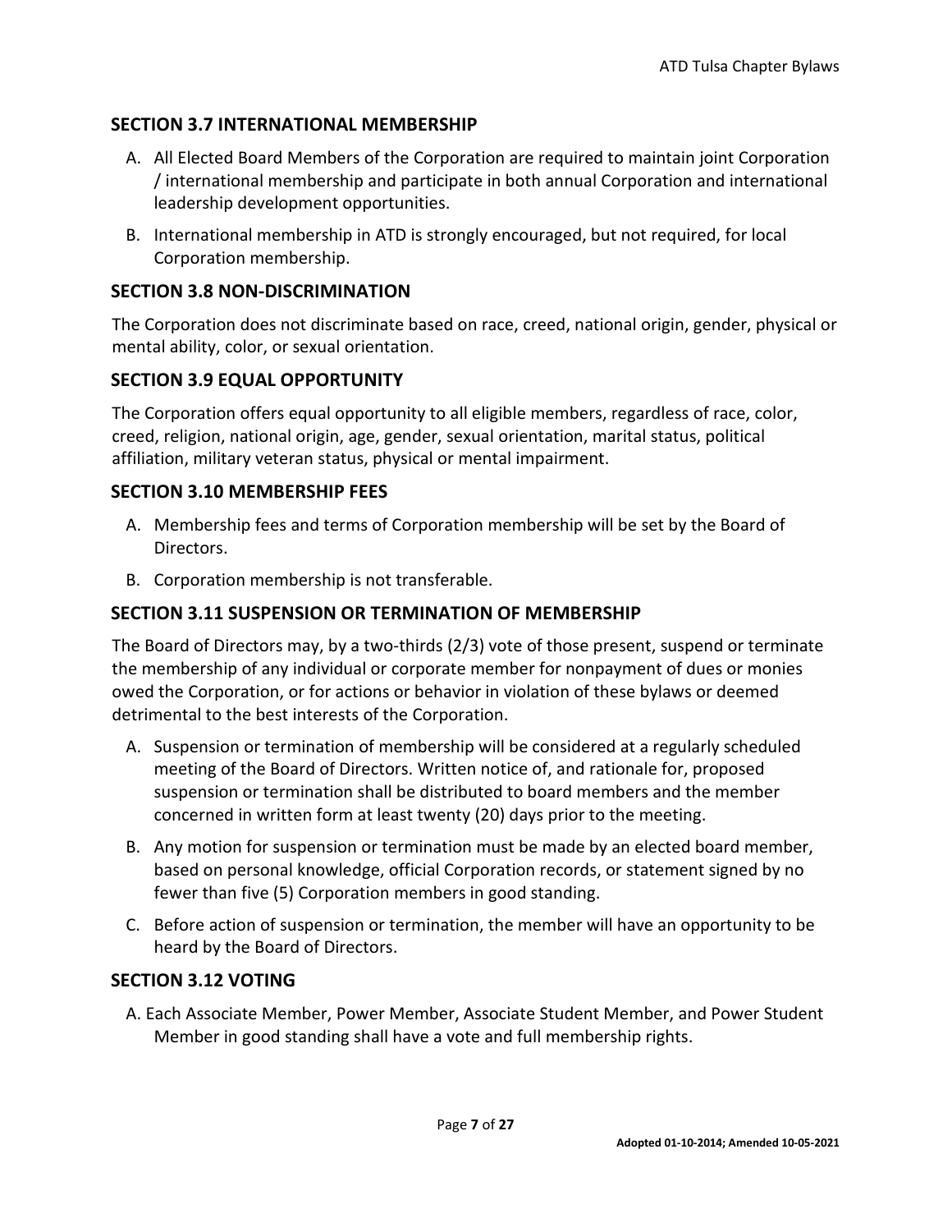## SECTION 3.7 INTERNATIONAL MEMBERSHIP

A. All Elected Board Members of the Corporation are required to maintain joint Corporation / international membership and participate in both annual Corporation and international leadership development opportunities.

B. International membership in ATD is strongly encouraged, but not required, for local Corporation membership.

## SECTION 3.8 NON-DISCRIMINATION

The Corporation does not discriminate based on race, creed, national origin, gender, physical or mental ability, color, or sexual orientation.

## SECTION 3.9 EQUAL OPPORTUNITY

The Corporation offers equal opportunity to all eligible members, regardless of race, color, creed, religion, national origin, age, gender, sexual orientation, marital status, political affiliation, military veteran status, physical or mental impairment.

## SECTION 3.10 MEMBERSHIP FEES

A. Membership fees and terms of Corporation membership will be set by the Board of Directors.

B. Corporation membership is not transferable.

## SECTION 3.11 SUSPENSION OR TERMINATION OF MEMBERSHIP

The Board of Directors may, by a two-thirds (2/3) vote of those present, suspend or terminate the membership of any individual or corporate member for nonpayment of dues or monies owed the Corporation, or for actions or behavior in violation of these bylaws or deemed detrimental to the best interests of the Corporation.

A. Suspension or termination of membership will be considered at a regularly scheduled meeting of the Board of Directors. Written notice of, and rationale for, proposed suspension or termination shall be distributed to board members and the member concerned in written form at least twenty (20) days prior to the meeting.

B. Any motion for suspension or termination must be made by an elected board member, based on personal knowledge, official Corporation records, or statement signed by no fewer than five (5) Corporation members in good standing.

C. Before action of suspension or termination, the member will have an opportunity to be heard by the Board of Directors.

## SECTION 3.12 VOTING

A. Each Associate Member, Power Member, Associate Student Member, and Power Student Member in good standing shall have a vote and full membership rights.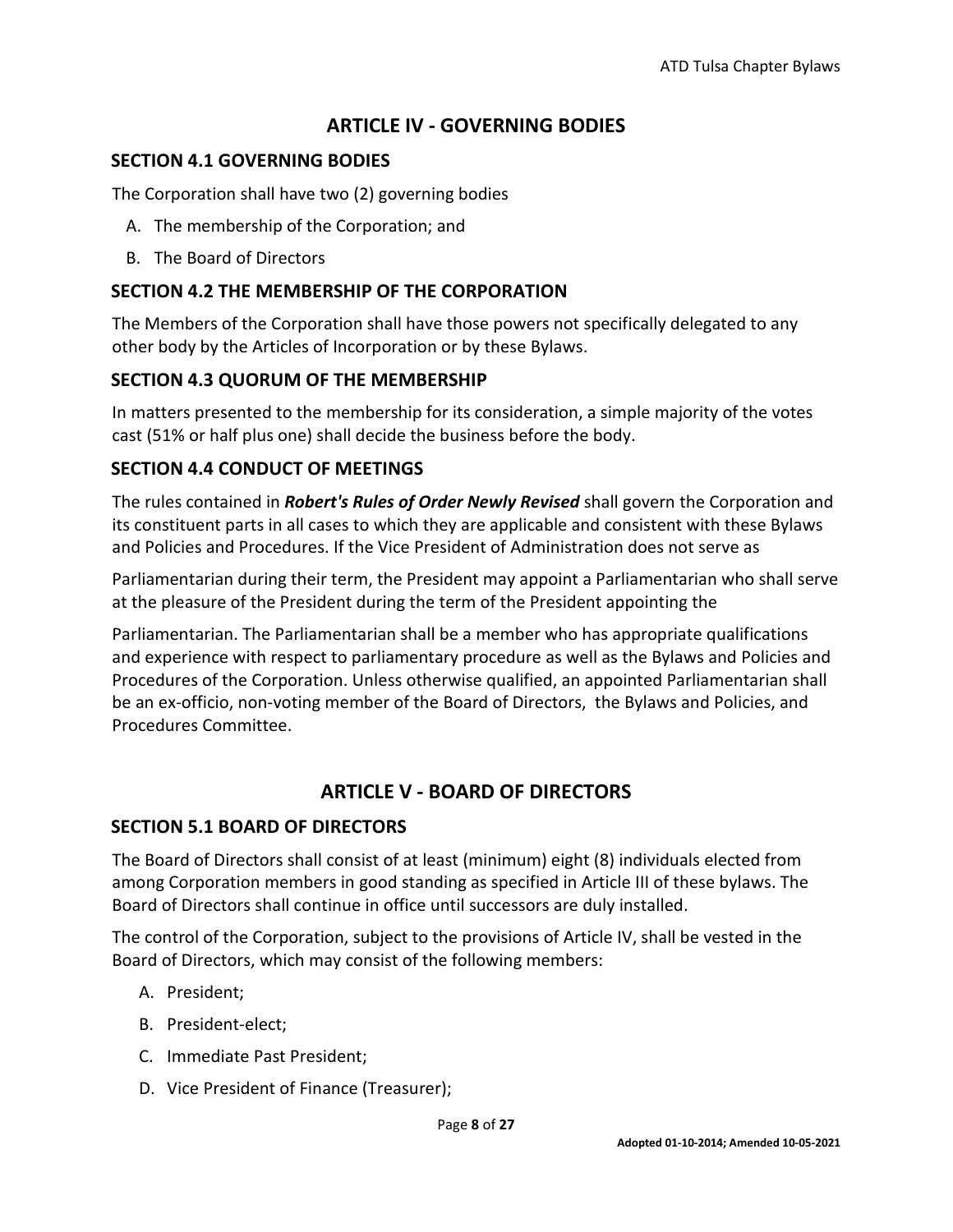## ARTICLE IV - GOVERNING BODIES

### SECTION 4.1 GOVERNING BODIES

The Corporation shall have two (2) governing bodies

A. The membership of the Corporation; and
B. The Board of Directors

### SECTION 4.2 THE MEMBERSHIP OF THE CORPORATION

The Members of the Corporation shall have those powers not specifically delegated to any other body by the Articles of Incorporation or by these Bylaws.

### SECTION 4.3 QUORUM OF THE MEMBERSHIP

In matters presented to the membership for its consideration, a simple majority of the votes cast (51% or half plus one) shall decide the business before the body.

### SECTION 4.4 CONDUCT OF MEETINGS

The rules contained in ***Robert's Rules of Order Newly Revised*** shall govern the Corporation and its constituent parts in all cases to which they are applicable and consistent with these Bylaws and Policies and Procedures. If the Vice President of Administration does not serve as Parliamentarian during their term, the President may appoint a Parliamentarian who shall serve at the pleasure of the President during the term of the President appointing the Parliamentarian. The Parliamentarian shall be a member who has appropriate qualifications and experience with respect to parliamentary procedure as well as the Bylaws and Policies and Procedures of the Corporation. Unless otherwise qualified, an appointed Parliamentarian shall be an ex-officio, non-voting member of the Board of Directors, the Bylaws and Policies, and Procedures Committee.

## ARTICLE V - BOARD OF DIRECTORS

### SECTION 5.1 BOARD OF DIRECTORS

The Board of Directors shall consist of at least (minimum) eight (8) individuals elected from among Corporation members in good standing as specified in Article III of these bylaws. The Board of Directors shall continue in office until successors are duly installed.

The control of the Corporation, subject to the provisions of Article IV, shall be vested in the Board of Directors, which may consist of the following members:

A. President;
B. President-elect;
C. Immediate Past President;
D. Vice President of Finance (Treasurer);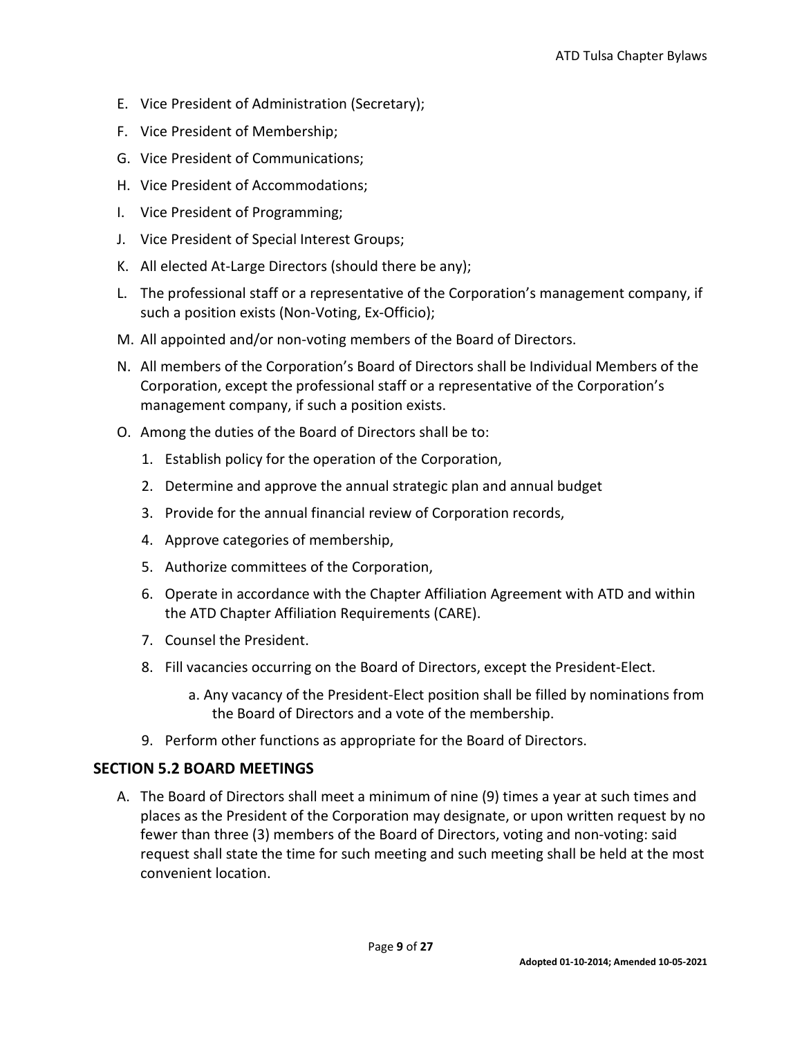E. Vice President of Administration (Secretary);

F. Vice President of Membership;

G. Vice President of Communications;

H. Vice President of Accommodations;

I. Vice President of Programming;

J. Vice President of Special Interest Groups;

K. All elected At-Large Directors (should there be any);

L. The professional staff or a representative of the Corporation's management company, if such a position exists (Non-Voting, Ex-Officio);

M. All appointed and/or non-voting members of the Board of Directors.

N. All members of the Corporation's Board of Directors shall be Individual Members of the Corporation, except the professional staff or a representative of the Corporation's management company, if such a position exists.

O. Among the duties of the Board of Directors shall be to:

   1. Establish policy for the operation of the Corporation,
   2. Determine and approve the annual strategic plan and annual budget
   3. Provide for the annual financial review of Corporation records,
   4. Approve categories of membership,
   5. Authorize committees of the Corporation,
   6. Operate in accordance with the Chapter Affiliation Agreement with ATD and within the ATD Chapter Affiliation Requirements (CARE).
   7. Counsel the President.
   8. Fill vacancies occurring on the Board of Directors, except the President-Elect.
      a. Any vacancy of the President-Elect position shall be filled by nominations from the Board of Directors and a vote of the membership.
   9. Perform other functions as appropriate for the Board of Directors.

## SECTION 5.2 BOARD MEETINGS

A. The Board of Directors shall meet a minimum of nine (9) times a year at such times and places as the President of the Corporation may designate, or upon written request by no fewer than three (3) members of the Board of Directors, voting and non-voting: said request shall state the time for such meeting and such meeting shall be held at the most convenient location.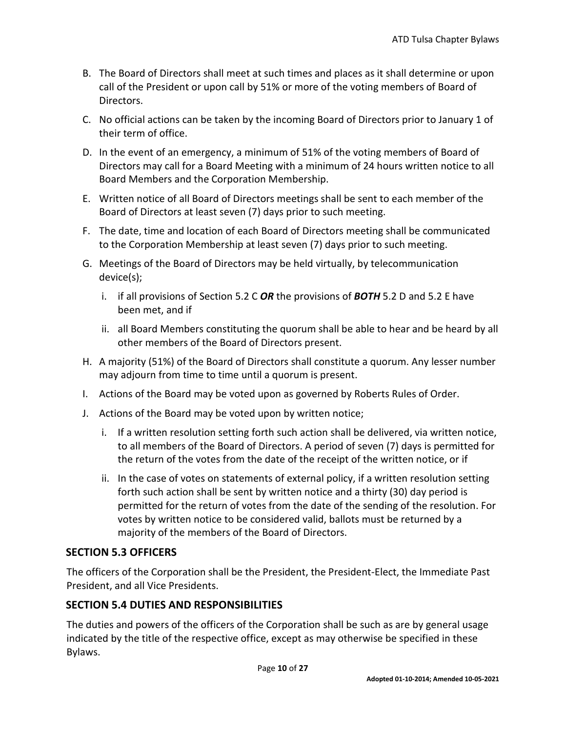B. The Board of Directors shall meet at such times and places as it shall determine or upon call of the President or upon call by 51% or more of the voting members of Board of Directors.

C. No official actions can be taken by the incoming Board of Directors prior to January 1 of their term of office.

D. In the event of an emergency, a minimum of 51% of the voting members of Board of Directors may call for a Board Meeting with a minimum of 24 hours written notice to all Board Members and the Corporation Membership.

E. Written notice of all Board of Directors meetings shall be sent to each member of the Board of Directors at least seven (7) days prior to such meeting.

F. The date, time and location of each Board of Directors meeting shall be communicated to the Corporation Membership at least seven (7) days prior to such meeting.

G. Meetings of the Board of Directors may be held virtually, by telecommunication device(s);

   i. if all provisions of Section 5.2 C ***OR*** the provisions of ***BOTH*** 5.2 D and 5.2 E have been met, and if

   ii. all Board Members constituting the quorum shall be able to hear and be heard by all other members of the Board of Directors present.

H. A majority (51%) of the Board of Directors shall constitute a quorum. Any lesser number may adjourn from time to time until a quorum is present.

I. Actions of the Board may be voted upon as governed by Roberts Rules of Order.

J. Actions of the Board may be voted upon by written notice;

   i. If a written resolution setting forth such action shall be delivered, via written notice, to all members of the Board of Directors. A period of seven (7) days is permitted for the return of the votes from the date of the receipt of the written notice, or if

   ii. In the case of votes on statements of external policy, if a written resolution setting forth such action shall be sent by written notice and a thirty (30) day period is permitted for the return of votes from the date of the sending of the resolution. For votes by written notice to be considered valid, ballots must be returned by a majority of the members of the Board of Directors.

## SECTION 5.3 OFFICERS

The officers of the Corporation shall be the President, the President-Elect, the Immediate Past President, and all Vice Presidents.

## SECTION 5.4 DUTIES AND RESPONSIBILITIES

The duties and powers of the officers of the Corporation shall be such as are by general usage indicated by the title of the respective office, except as may otherwise be specified in these Bylaws.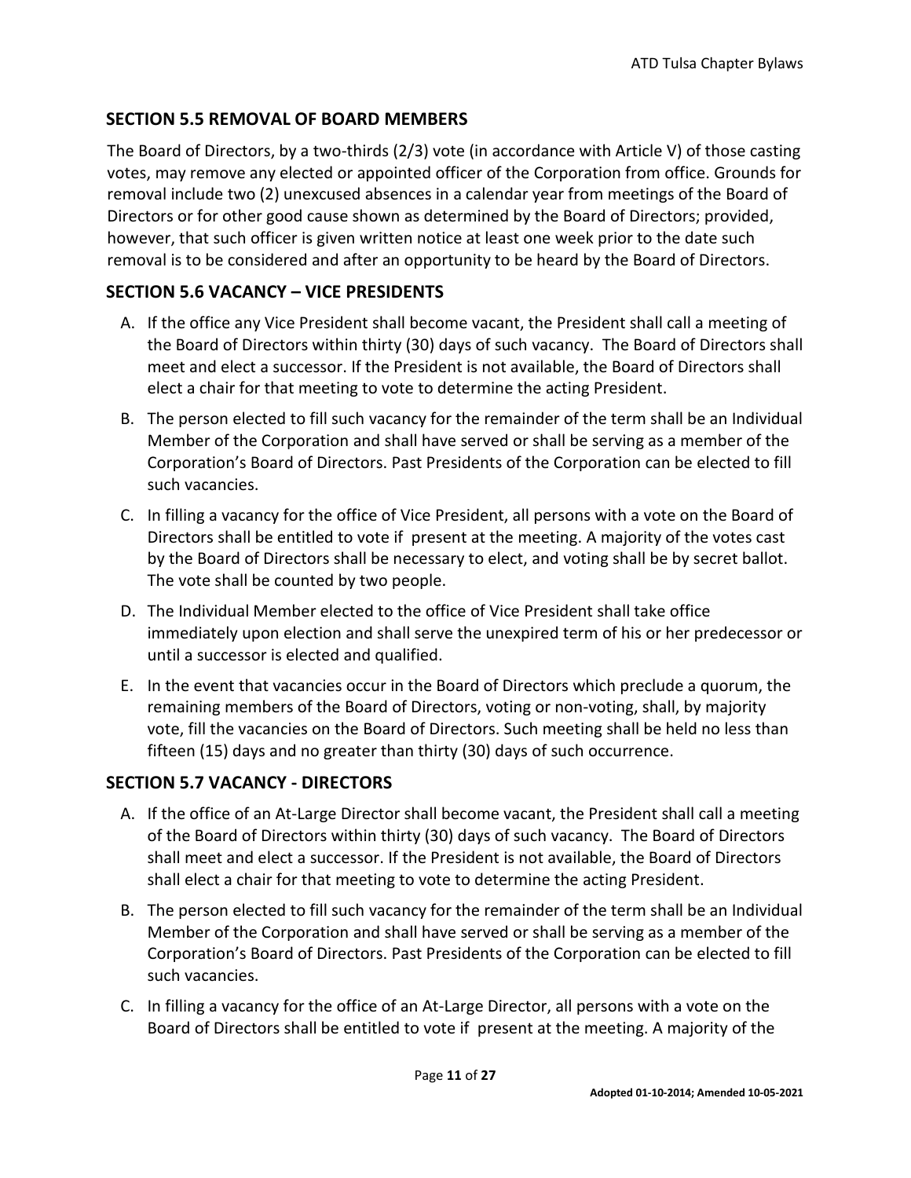## SECTION 5.5 REMOVAL OF BOARD MEMBERS

The Board of Directors, by a two-thirds (2/3) vote (in accordance with Article V) of those casting votes, may remove any elected or appointed officer of the Corporation from office. Grounds for removal include two (2) unexcused absences in a calendar year from meetings of the Board of Directors or for other good cause shown as determined by the Board of Directors; provided, however, that such officer is given written notice at least one week prior to the date such removal is to be considered and after an opportunity to be heard by the Board of Directors.

## SECTION 5.6 VACANCY – VICE PRESIDENTS

A. If the office any Vice President shall become vacant, the President shall call a meeting of the Board of Directors within thirty (30) days of such vacancy. The Board of Directors shall meet and elect a successor. If the President is not available, the Board of Directors shall elect a chair for that meeting to vote to determine the acting President.

B. The person elected to fill such vacancy for the remainder of the term shall be an Individual Member of the Corporation and shall have served or shall be serving as a member of the Corporation's Board of Directors. Past Presidents of the Corporation can be elected to fill such vacancies.

C. In filling a vacancy for the office of Vice President, all persons with a vote on the Board of Directors shall be entitled to vote if present at the meeting. A majority of the votes cast by the Board of Directors shall be necessary to elect, and voting shall be by secret ballot. The vote shall be counted by two people.

D. The Individual Member elected to the office of Vice President shall take office immediately upon election and shall serve the unexpired term of his or her predecessor or until a successor is elected and qualified.

E. In the event that vacancies occur in the Board of Directors which preclude a quorum, the remaining members of the Board of Directors, voting or non-voting, shall, by majority vote, fill the vacancies on the Board of Directors. Such meeting shall be held no less than fifteen (15) days and no greater than thirty (30) days of such occurrence.

## SECTION 5.7 VACANCY - DIRECTORS

A. If the office of an At-Large Director shall become vacant, the President shall call a meeting of the Board of Directors within thirty (30) days of such vacancy. The Board of Directors shall meet and elect a successor. If the President is not available, the Board of Directors shall elect a chair for that meeting to vote to determine the acting President.

B. The person elected to fill such vacancy for the remainder of the term shall be an Individual Member of the Corporation and shall have served or shall be serving as a member of the Corporation's Board of Directors. Past Presidents of the Corporation can be elected to fill such vacancies.

C. In filling a vacancy for the office of an At-Large Director, all persons with a vote on the Board of Directors shall be entitled to vote if present at the meeting. A majority of the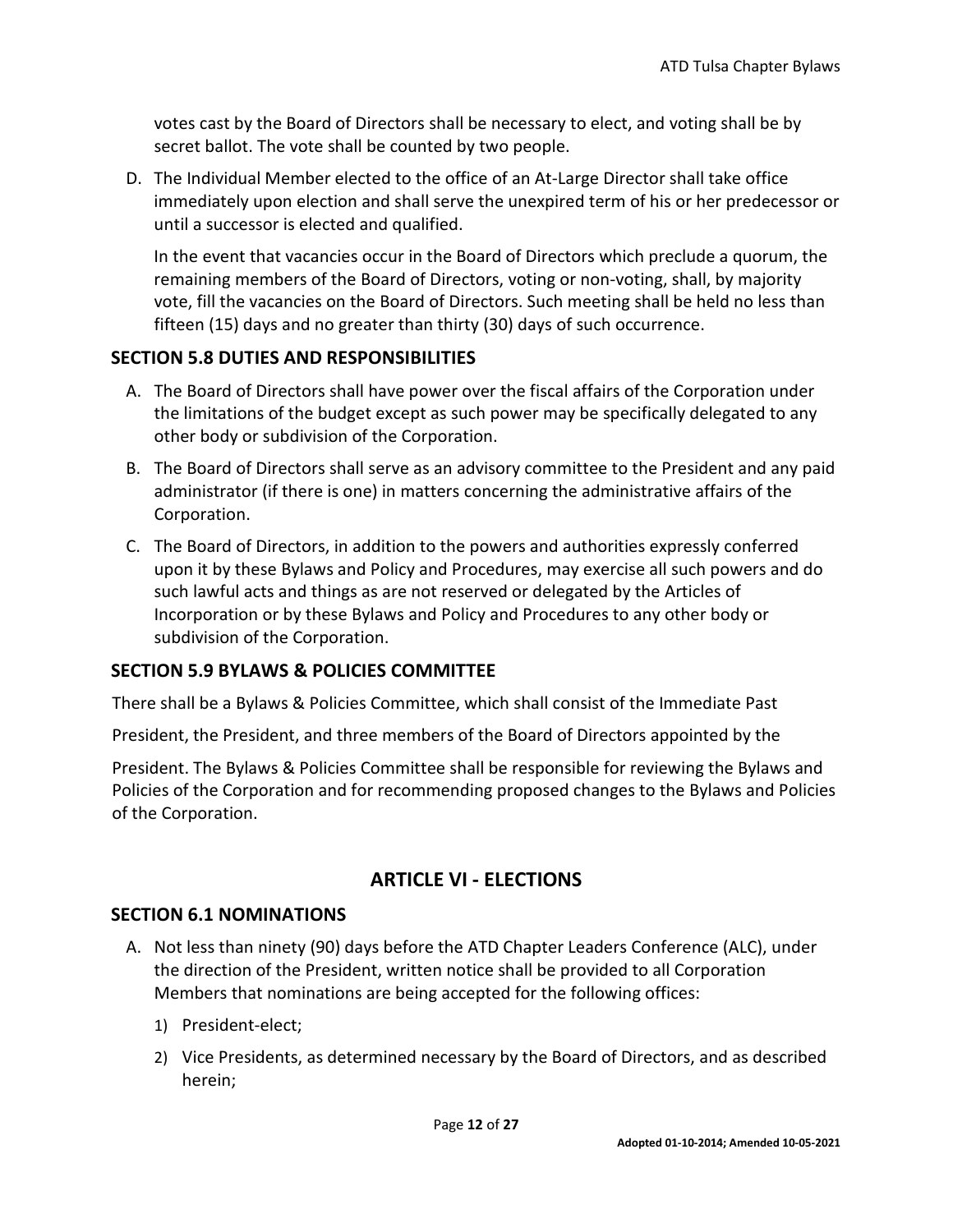votes cast by the Board of Directors shall be necessary to elect, and voting shall be by secret ballot. The vote shall be counted by two people.

D. The Individual Member elected to the office of an At-Large Director shall take office immediately upon election and shall serve the unexpired term of his or her predecessor or until a successor is elected and qualified.

   In the event that vacancies occur in the Board of Directors which preclude a quorum, the remaining members of the Board of Directors, voting or non-voting, shall, by majority vote, fill the vacancies on the Board of Directors. Such meeting shall be held no less than fifteen (15) days and no greater than thirty (30) days of such occurrence.

### SECTION 5.8 DUTIES AND RESPONSIBILITIES

A. The Board of Directors shall have power over the fiscal affairs of the Corporation under the limitations of the budget except as such power may be specifically delegated to any other body or subdivision of the Corporation.

B. The Board of Directors shall serve as an advisory committee to the President and any paid administrator (if there is one) in matters concerning the administrative affairs of the Corporation.

C. The Board of Directors, in addition to the powers and authorities expressly conferred upon it by these Bylaws and Policy and Procedures, may exercise all such powers and do such lawful acts and things as are not reserved or delegated by the Articles of Incorporation or by these Bylaws and Policy and Procedures to any other body or subdivision of the Corporation.

### SECTION 5.9 BYLAWS & POLICIES COMMITTEE

There shall be a Bylaws & Policies Committee, which shall consist of the Immediate Past President, the President, and three members of the Board of Directors appointed by the President. The Bylaws & Policies Committee shall be responsible for reviewing the Bylaws and Policies of the Corporation and for recommending proposed changes to the Bylaws and Policies of the Corporation.

## ARTICLE VI - ELECTIONS

### SECTION 6.1 NOMINATIONS

A. Not less than ninety (90) days before the ATD Chapter Leaders Conference (ALC), under the direction of the President, written notice shall be provided to all Corporation Members that nominations are being accepted for the following offices:

   1) President-elect;

   2) Vice Presidents, as determined necessary by the Board of Directors, and as described herein;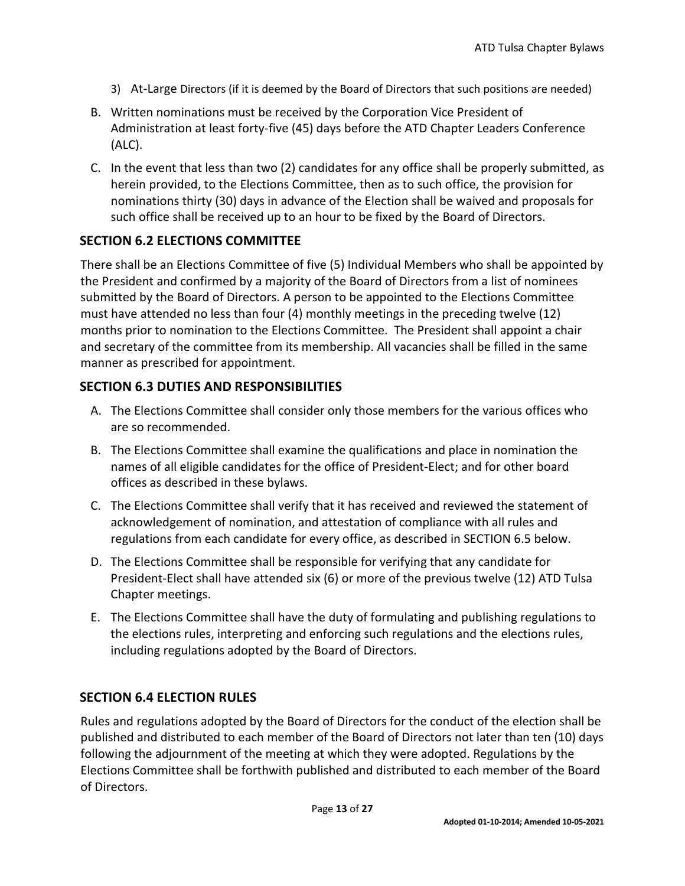3) At-Large Directors (if it is deemed by the Board of Directors that such positions are needed)

B. Written nominations must be received by the Corporation Vice President of Administration at least forty-five (45) days before the ATD Chapter Leaders Conference (ALC).

C. In the event that less than two (2) candidates for any office shall be properly submitted, as herein provided, to the Elections Committee, then as to such office, the provision for nominations thirty (30) days in advance of the Election shall be waived and proposals for such office shall be received up to an hour to be fixed by the Board of Directors.

## SECTION 6.2 ELECTIONS COMMITTEE

There shall be an Elections Committee of five (5) Individual Members who shall be appointed by the President and confirmed by a majority of the Board of Directors from a list of nominees submitted by the Board of Directors. A person to be appointed to the Elections Committee must have attended no less than four (4) monthly meetings in the preceding twelve (12) months prior to nomination to the Elections Committee. The President shall appoint a chair and secretary of the committee from its membership. All vacancies shall be filled in the same manner as prescribed for appointment.

## SECTION 6.3 DUTIES AND RESPONSIBILITIES

A. The Elections Committee shall consider only those members for the various offices who are so recommended.

B. The Elections Committee shall examine the qualifications and place in nomination the names of all eligible candidates for the office of President-Elect; and for other board offices as described in these bylaws.

C. The Elections Committee shall verify that it has received and reviewed the statement of acknowledgement of nomination, and attestation of compliance with all rules and regulations from each candidate for every office, as described in SECTION 6.5 below.

D. The Elections Committee shall be responsible for verifying that any candidate for President-Elect shall have attended six (6) or more of the previous twelve (12) ATD Tulsa Chapter meetings.

E. The Elections Committee shall have the duty of formulating and publishing regulations to the elections rules, interpreting and enforcing such regulations and the elections rules, including regulations adopted by the Board of Directors.

## SECTION 6.4 ELECTION RULES

Rules and regulations adopted by the Board of Directors for the conduct of the election shall be published and distributed to each member of the Board of Directors not later than ten (10) days following the adjournment of the meeting at which they were adopted. Regulations by the Elections Committee shall be forthwith published and distributed to each member of the Board of Directors.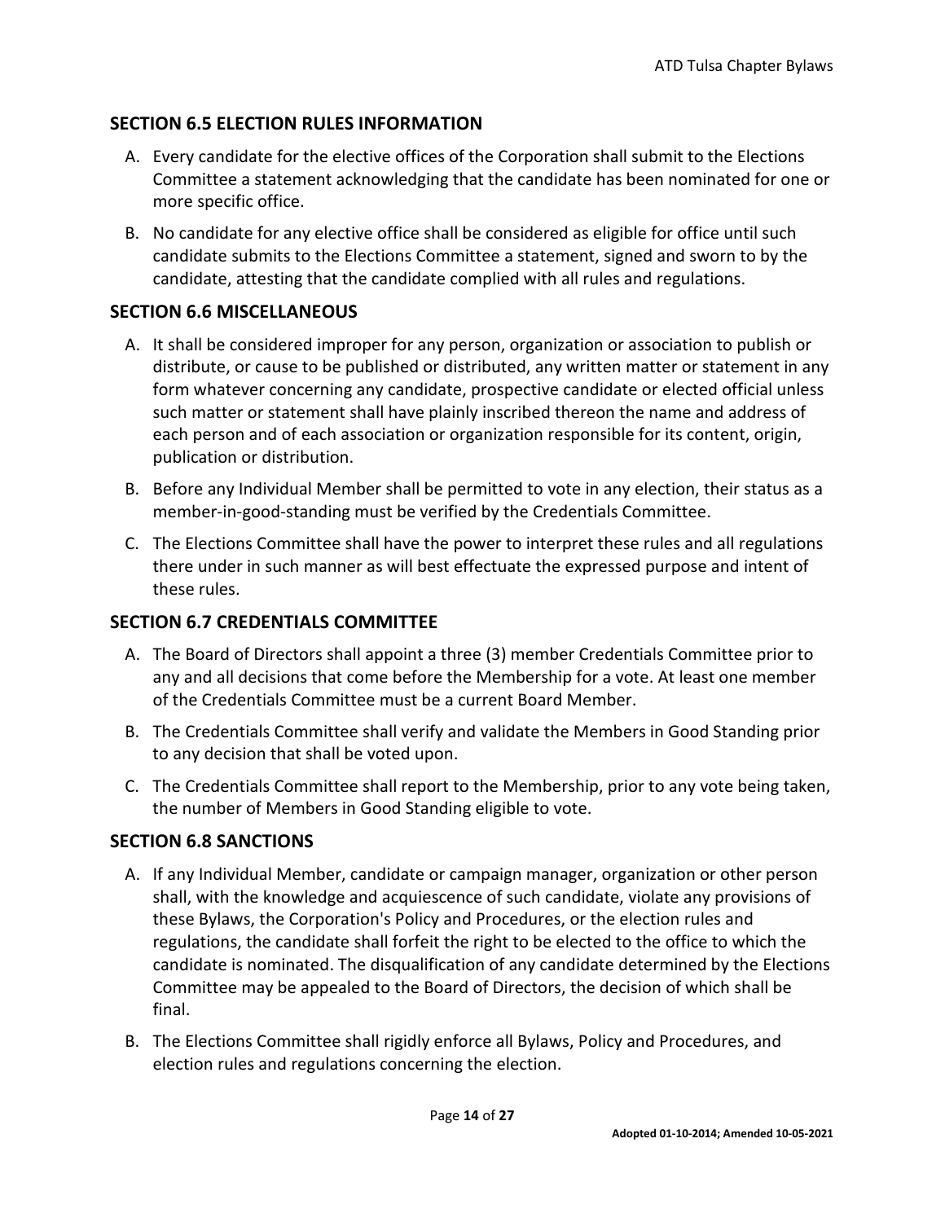## SECTION 6.5 ELECTION RULES INFORMATION

A. Every candidate for the elective offices of the Corporation shall submit to the Elections Committee a statement acknowledging that the candidate has been nominated for one or more specific office.

B. No candidate for any elective office shall be considered as eligible for office until such candidate submits to the Elections Committee a statement, signed and sworn to by the candidate, attesting that the candidate complied with all rules and regulations.

## SECTION 6.6 MISCELLANEOUS

A. It shall be considered improper for any person, organization or association to publish or distribute, or cause to be published or distributed, any written matter or statement in any form whatever concerning any candidate, prospective candidate or elected official unless such matter or statement shall have plainly inscribed thereon the name and address of each person and of each association or organization responsible for its content, origin, publication or distribution.

B. Before any Individual Member shall be permitted to vote in any election, their status as a member-in-good-standing must be verified by the Credentials Committee.

C. The Elections Committee shall have the power to interpret these rules and all regulations there under in such manner as will best effectuate the expressed purpose and intent of these rules.

## SECTION 6.7 CREDENTIALS COMMITTEE

A. The Board of Directors shall appoint a three (3) member Credentials Committee prior to any and all decisions that come before the Membership for a vote. At least one member of the Credentials Committee must be a current Board Member.

B. The Credentials Committee shall verify and validate the Members in Good Standing prior to any decision that shall be voted upon.

C. The Credentials Committee shall report to the Membership, prior to any vote being taken, the number of Members in Good Standing eligible to vote.

## SECTION 6.8 SANCTIONS

A. If any Individual Member, candidate or campaign manager, organization or other person shall, with the knowledge and acquiescence of such candidate, violate any provisions of these Bylaws, the Corporation's Policy and Procedures, or the election rules and regulations, the candidate shall forfeit the right to be elected to the office to which the candidate is nominated. The disqualification of any candidate determined by the Elections Committee may be appealed to the Board of Directors, the decision of which shall be final.

B. The Elections Committee shall rigidly enforce all Bylaws, Policy and Procedures, and election rules and regulations concerning the election.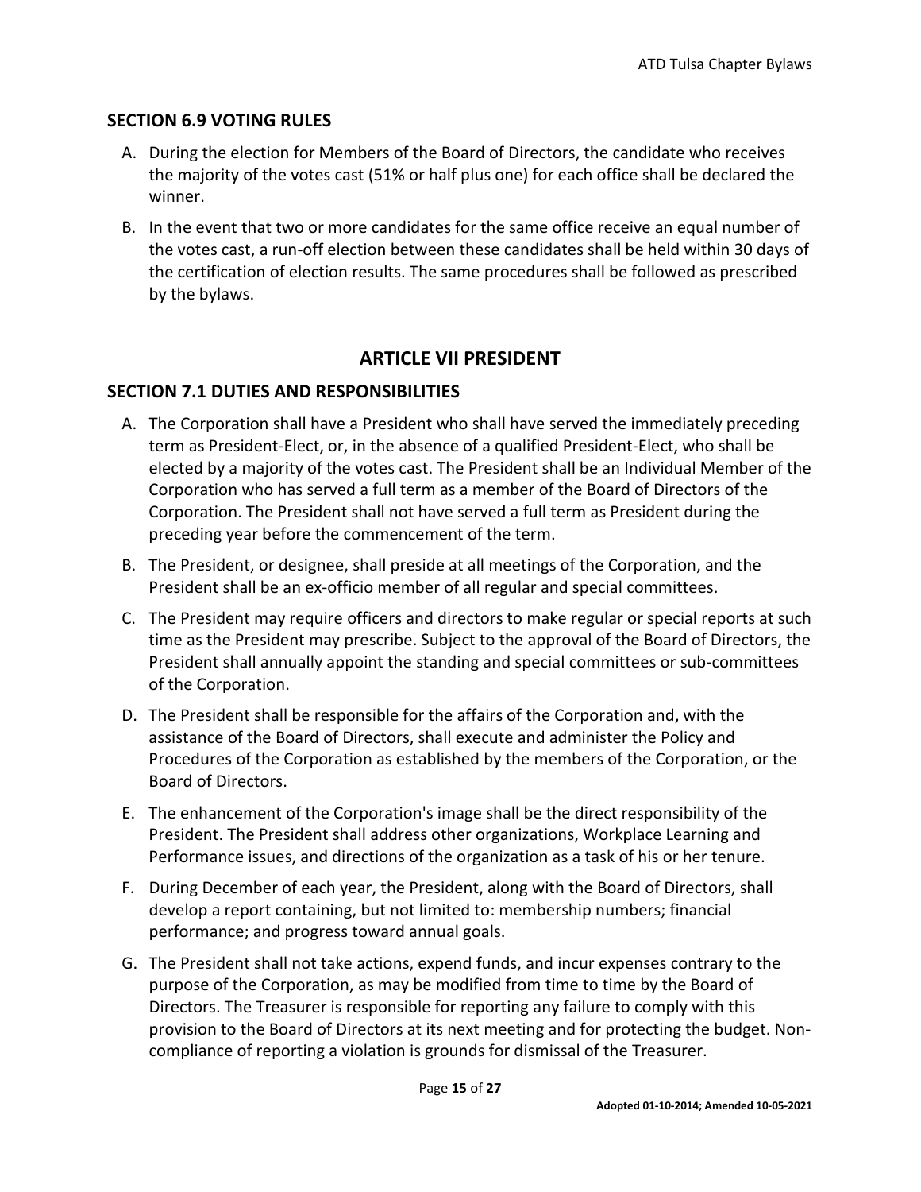## SECTION 6.9 VOTING RULES

A. During the election for Members of the Board of Directors, the candidate who receives the majority of the votes cast (51% or half plus one) for each office shall be declared the winner.

B. In the event that two or more candidates for the same office receive an equal number of the votes cast, a run-off election between these candidates shall be held within 30 days of the certification of election results. The same procedures shall be followed as prescribed by the bylaws.

# ARTICLE VII PRESIDENT

## SECTION 7.1 DUTIES AND RESPONSIBILITIES

A. The Corporation shall have a President who shall have served the immediately preceding term as President-Elect, or, in the absence of a qualified President-Elect, who shall be elected by a majority of the votes cast. The President shall be an Individual Member of the Corporation who has served a full term as a member of the Board of Directors of the Corporation. The President shall not have served a full term as President during the preceding year before the commencement of the term.

B. The President, or designee, shall preside at all meetings of the Corporation, and the President shall be an ex-officio member of all regular and special committees.

C. The President may require officers and directors to make regular or special reports at such time as the President may prescribe. Subject to the approval of the Board of Directors, the President shall annually appoint the standing and special committees or sub-committees of the Corporation.

D. The President shall be responsible for the affairs of the Corporation and, with the assistance of the Board of Directors, shall execute and administer the Policy and Procedures of the Corporation as established by the members of the Corporation, or the Board of Directors.

E. The enhancement of the Corporation's image shall be the direct responsibility of the President. The President shall address other organizations, Workplace Learning and Performance issues, and directions of the organization as a task of his or her tenure.

F. During December of each year, the President, along with the Board of Directors, shall develop a report containing, but not limited to: membership numbers; financial performance; and progress toward annual goals.

G. The President shall not take actions, expend funds, and incur expenses contrary to the purpose of the Corporation, as may be modified from time to time by the Board of Directors. The Treasurer is responsible for reporting any failure to comply with this provision to the Board of Directors at its next meeting and for protecting the budget. Non-compliance of reporting a violation is grounds for dismissal of the Treasurer.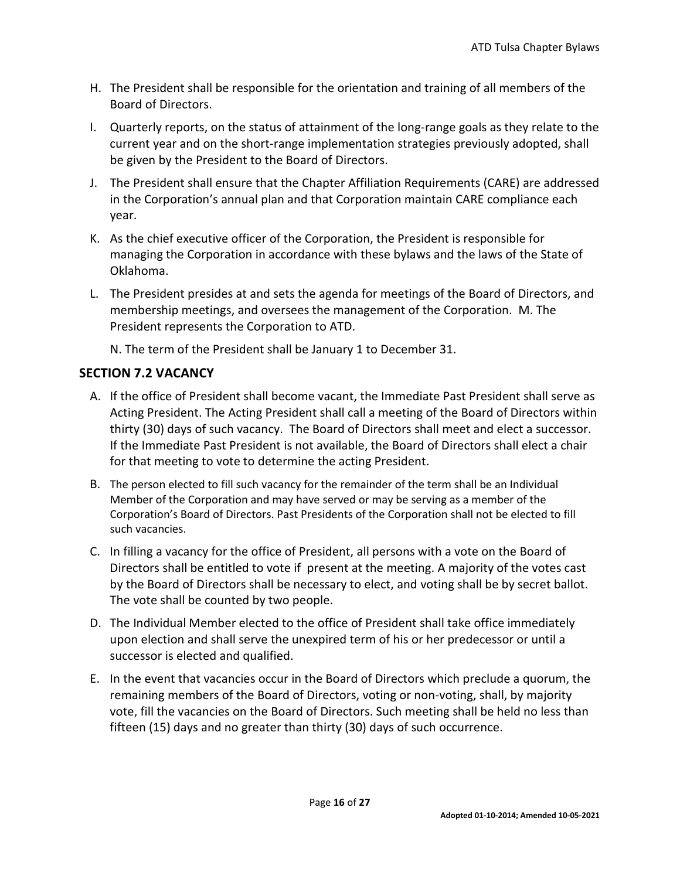H. The President shall be responsible for the orientation and training of all members of the Board of Directors.

I. Quarterly reports, on the status of attainment of the long-range goals as they relate to the current year and on the short-range implementation strategies previously adopted, shall be given by the President to the Board of Directors.

J. The President shall ensure that the Chapter Affiliation Requirements (CARE) are addressed in the Corporation's annual plan and that Corporation maintain CARE compliance each year.

K. As the chief executive officer of the Corporation, the President is responsible for managing the Corporation in accordance with these bylaws and the laws of the State of Oklahoma.

L. The President presides at and sets the agenda for meetings of the Board of Directors, and membership meetings, and oversees the management of the Corporation. M. The President represents the Corporation to ATD.

N. The term of the President shall be January 1 to December 31.

## SECTION 7.2 VACANCY

A. If the office of President shall become vacant, the Immediate Past President shall serve as Acting President. The Acting President shall call a meeting of the Board of Directors within thirty (30) days of such vacancy. The Board of Directors shall meet and elect a successor. If the Immediate Past President is not available, the Board of Directors shall elect a chair for that meeting to vote to determine the acting President.

B. The person elected to fill such vacancy for the remainder of the term shall be an Individual Member of the Corporation and may have served or may be serving as a member of the Corporation's Board of Directors. Past Presidents of the Corporation shall not be elected to fill such vacancies.

C. In filling a vacancy for the office of President, all persons with a vote on the Board of Directors shall be entitled to vote if present at the meeting. A majority of the votes cast by the Board of Directors shall be necessary to elect, and voting shall be by secret ballot. The vote shall be counted by two people.

D. The Individual Member elected to the office of President shall take office immediately upon election and shall serve the unexpired term of his or her predecessor or until a successor is elected and qualified.

E. In the event that vacancies occur in the Board of Directors which preclude a quorum, the remaining members of the Board of Directors, voting or non-voting, shall, by majority vote, fill the vacancies on the Board of Directors. Such meeting shall be held no less than fifteen (15) days and no greater than thirty (30) days of such occurrence.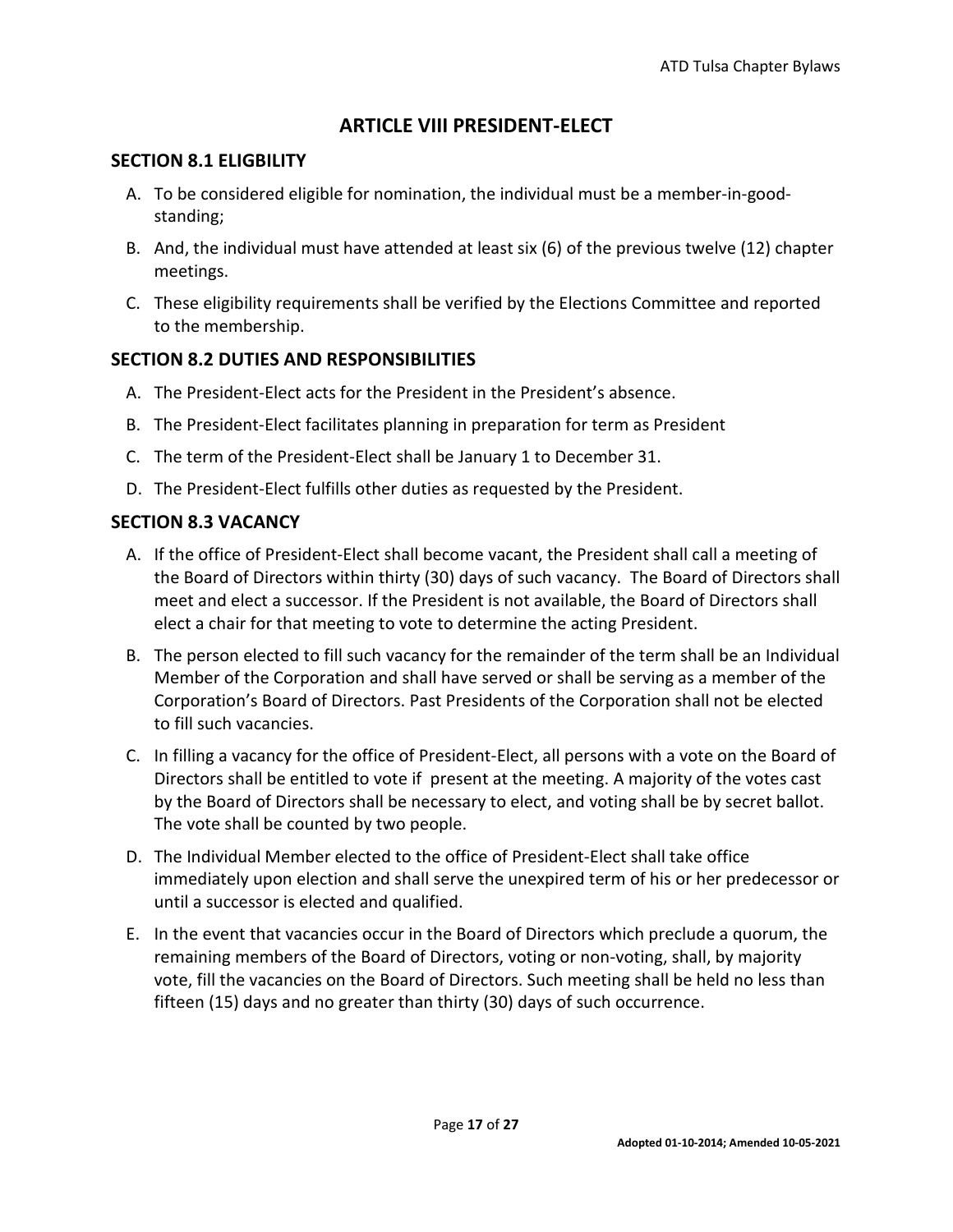# ARTICLE VIII PRESIDENT-ELECT

## SECTION 8.1 ELIGBILITY

A. To be considered eligible for nomination, the individual must be a member-in-good-standing;

B. And, the individual must have attended at least six (6) of the previous twelve (12) chapter meetings.

C. These eligibility requirements shall be verified by the Elections Committee and reported to the membership.

## SECTION 8.2 DUTIES AND RESPONSIBILITIES

A. The President-Elect acts for the President in the President's absence.

B. The President-Elect facilitates planning in preparation for term as President

C. The term of the President-Elect shall be January 1 to December 31.

D. The President-Elect fulfills other duties as requested by the President.

## SECTION 8.3 VACANCY

A. If the office of President-Elect shall become vacant, the President shall call a meeting of the Board of Directors within thirty (30) days of such vacancy. The Board of Directors shall meet and elect a successor. If the President is not available, the Board of Directors shall elect a chair for that meeting to vote to determine the acting President.

B. The person elected to fill such vacancy for the remainder of the term shall be an Individual Member of the Corporation and shall have served or shall be serving as a member of the Corporation's Board of Directors. Past Presidents of the Corporation shall not be elected to fill such vacancies.

C. In filling a vacancy for the office of President-Elect, all persons with a vote on the Board of Directors shall be entitled to vote if present at the meeting. A majority of the votes cast by the Board of Directors shall be necessary to elect, and voting shall be by secret ballot. The vote shall be counted by two people.

D. The Individual Member elected to the office of President-Elect shall take office immediately upon election and shall serve the unexpired term of his or her predecessor or until a successor is elected and qualified.

E. In the event that vacancies occur in the Board of Directors which preclude a quorum, the remaining members of the Board of Directors, voting or non-voting, shall, by majority vote, fill the vacancies on the Board of Directors. Such meeting shall be held no less than fifteen (15) days and no greater than thirty (30) days of such occurrence.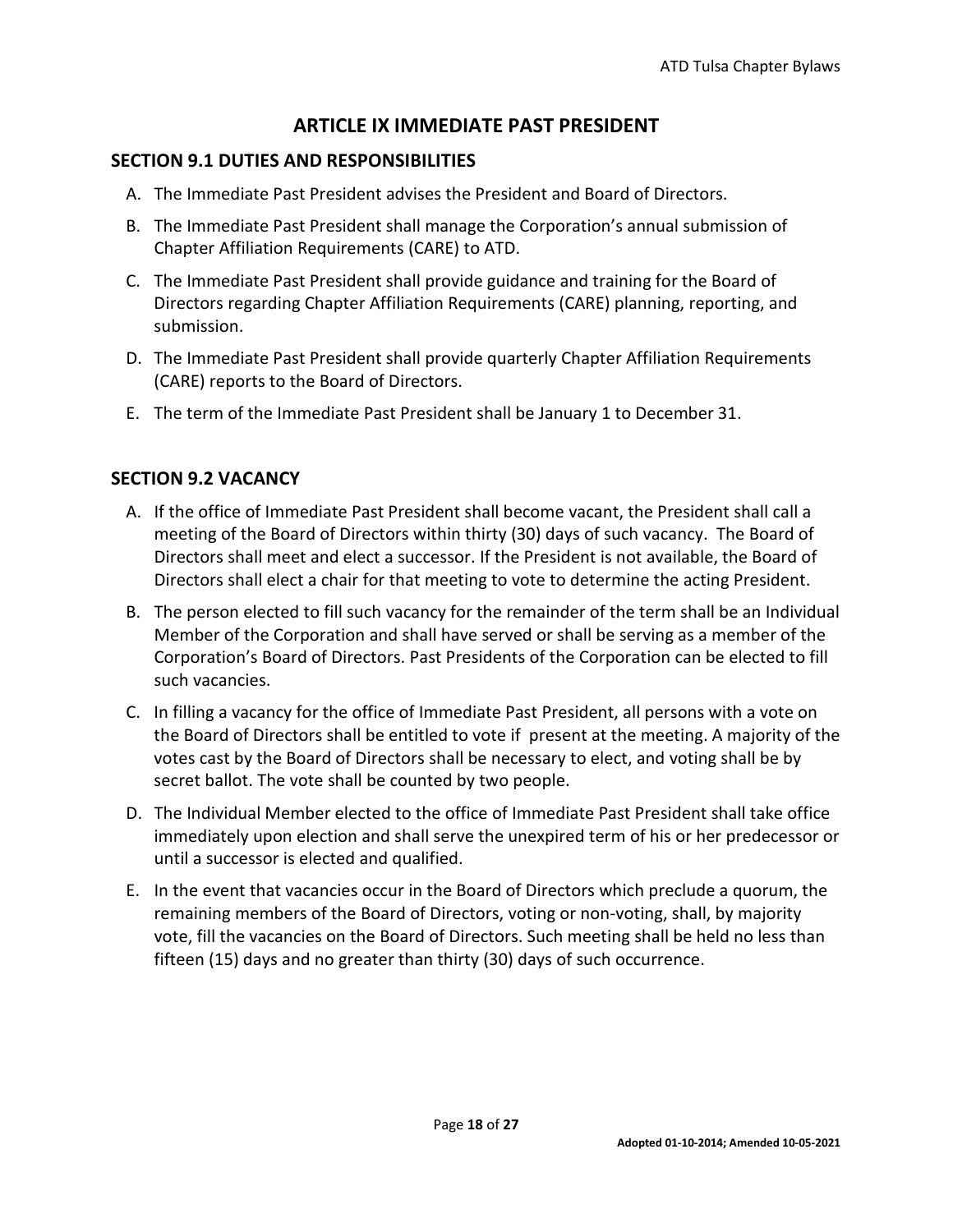# ARTICLE IX IMMEDIATE PAST PRESIDENT

## SECTION 9.1 DUTIES AND RESPONSIBILITIES

A. The Immediate Past President advises the President and Board of Directors.

B. The Immediate Past President shall manage the Corporation's annual submission of Chapter Affiliation Requirements (CARE) to ATD.

C. The Immediate Past President shall provide guidance and training for the Board of Directors regarding Chapter Affiliation Requirements (CARE) planning, reporting, and submission.

D. The Immediate Past President shall provide quarterly Chapter Affiliation Requirements (CARE) reports to the Board of Directors.

E. The term of the Immediate Past President shall be January 1 to December 31.

## SECTION 9.2 VACANCY

A. If the office of Immediate Past President shall become vacant, the President shall call a meeting of the Board of Directors within thirty (30) days of such vacancy. The Board of Directors shall meet and elect a successor. If the President is not available, the Board of Directors shall elect a chair for that meeting to vote to determine the acting President.

B. The person elected to fill such vacancy for the remainder of the term shall be an Individual Member of the Corporation and shall have served or shall be serving as a member of the Corporation's Board of Directors. Past Presidents of the Corporation can be elected to fill such vacancies.

C. In filling a vacancy for the office of Immediate Past President, all persons with a vote on the Board of Directors shall be entitled to vote if present at the meeting. A majority of the votes cast by the Board of Directors shall be necessary to elect, and voting shall be by secret ballot. The vote shall be counted by two people.

D. The Individual Member elected to the office of Immediate Past President shall take office immediately upon election and shall serve the unexpired term of his or her predecessor or until a successor is elected and qualified.

E. In the event that vacancies occur in the Board of Directors which preclude a quorum, the remaining members of the Board of Directors, voting or non-voting, shall, by majority vote, fill the vacancies on the Board of Directors. Such meeting shall be held no less than fifteen (15) days and no greater than thirty (30) days of such occurrence.

Adopted 01-10-2014; Amended 10-05-2021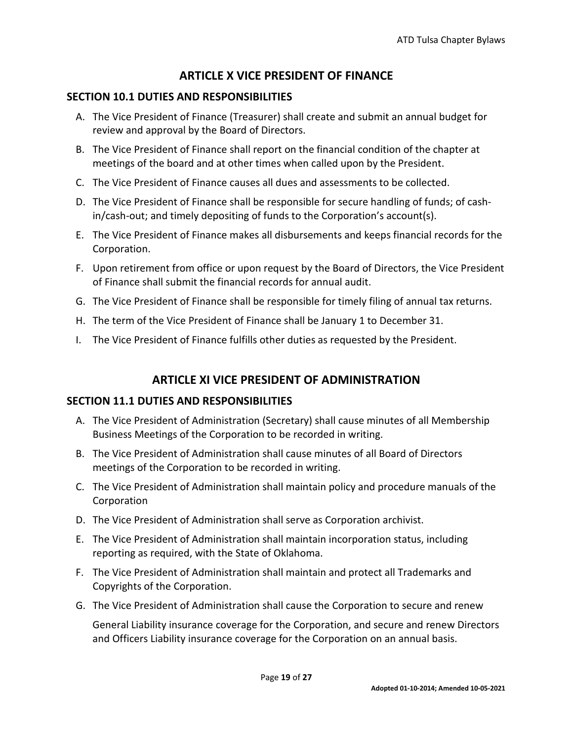## ARTICLE X VICE PRESIDENT OF FINANCE

### SECTION 10.1 DUTIES AND RESPONSIBILITIES

A. The Vice President of Finance (Treasurer) shall create and submit an annual budget for review and approval by the Board of Directors.

B. The Vice President of Finance shall report on the financial condition of the chapter at meetings of the board and at other times when called upon by the President.

C. The Vice President of Finance causes all dues and assessments to be collected.

D. The Vice President of Finance shall be responsible for secure handling of funds; of cash-in/cash-out; and timely depositing of funds to the Corporation's account(s).

E. The Vice President of Finance makes all disbursements and keeps financial records for the Corporation.

F. Upon retirement from office or upon request by the Board of Directors, the Vice President of Finance shall submit the financial records for annual audit.

G. The Vice President of Finance shall be responsible for timely filing of annual tax returns.

H. The term of the Vice President of Finance shall be January 1 to December 31.

I. The Vice President of Finance fulfills other duties as requested by the President.

## ARTICLE XI VICE PRESIDENT OF ADMINISTRATION

### SECTION 11.1 DUTIES AND RESPONSIBILITIES

A. The Vice President of Administration (Secretary) shall cause minutes of all Membership Business Meetings of the Corporation to be recorded in writing.

B. The Vice President of Administration shall cause minutes of all Board of Directors meetings of the Corporation to be recorded in writing.

C. The Vice President of Administration shall maintain policy and procedure manuals of the Corporation

D. The Vice President of Administration shall serve as Corporation archivist.

E. The Vice President of Administration shall maintain incorporation status, including reporting as required, with the State of Oklahoma.

F. The Vice President of Administration shall maintain and protect all Trademarks and Copyrights of the Corporation.

G. The Vice President of Administration shall cause the Corporation to secure and renew

   General Liability insurance coverage for the Corporation, and secure and renew Directors and Officers Liability insurance coverage for the Corporation on an annual basis.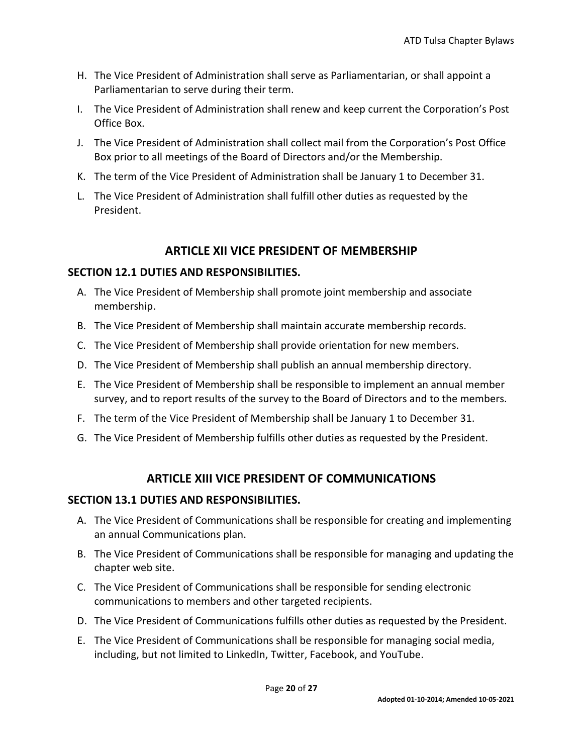H. The Vice President of Administration shall serve as Parliamentarian, or shall appoint a Parliamentarian to serve during their term.

I. The Vice President of Administration shall renew and keep current the Corporation's Post Office Box.

J. The Vice President of Administration shall collect mail from the Corporation's Post Office Box prior to all meetings of the Board of Directors and/or the Membership.

K. The term of the Vice President of Administration shall be January 1 to December 31.

L. The Vice President of Administration shall fulfill other duties as requested by the President.

## ARTICLE XII VICE PRESIDENT OF MEMBERSHIP

### SECTION 12.1 DUTIES AND RESPONSIBILITIES.

A. The Vice President of Membership shall promote joint membership and associate membership.

B. The Vice President of Membership shall maintain accurate membership records.

C. The Vice President of Membership shall provide orientation for new members.

D. The Vice President of Membership shall publish an annual membership directory.

E. The Vice President of Membership shall be responsible to implement an annual member survey, and to report results of the survey to the Board of Directors and to the members.

F. The term of the Vice President of Membership shall be January 1 to December 31.

G. The Vice President of Membership fulfills other duties as requested by the President.

## ARTICLE XIII VICE PRESIDENT OF COMMUNICATIONS

### SECTION 13.1 DUTIES AND RESPONSIBILITIES.

A. The Vice President of Communications shall be responsible for creating and implementing an annual Communications plan.

B. The Vice President of Communications shall be responsible for managing and updating the chapter web site.

C. The Vice President of Communications shall be responsible for sending electronic communications to members and other targeted recipients.

D. The Vice President of Communications fulfills other duties as requested by the President.

E. The Vice President of Communications shall be responsible for managing social media, including, but not limited to LinkedIn, Twitter, Facebook, and YouTube.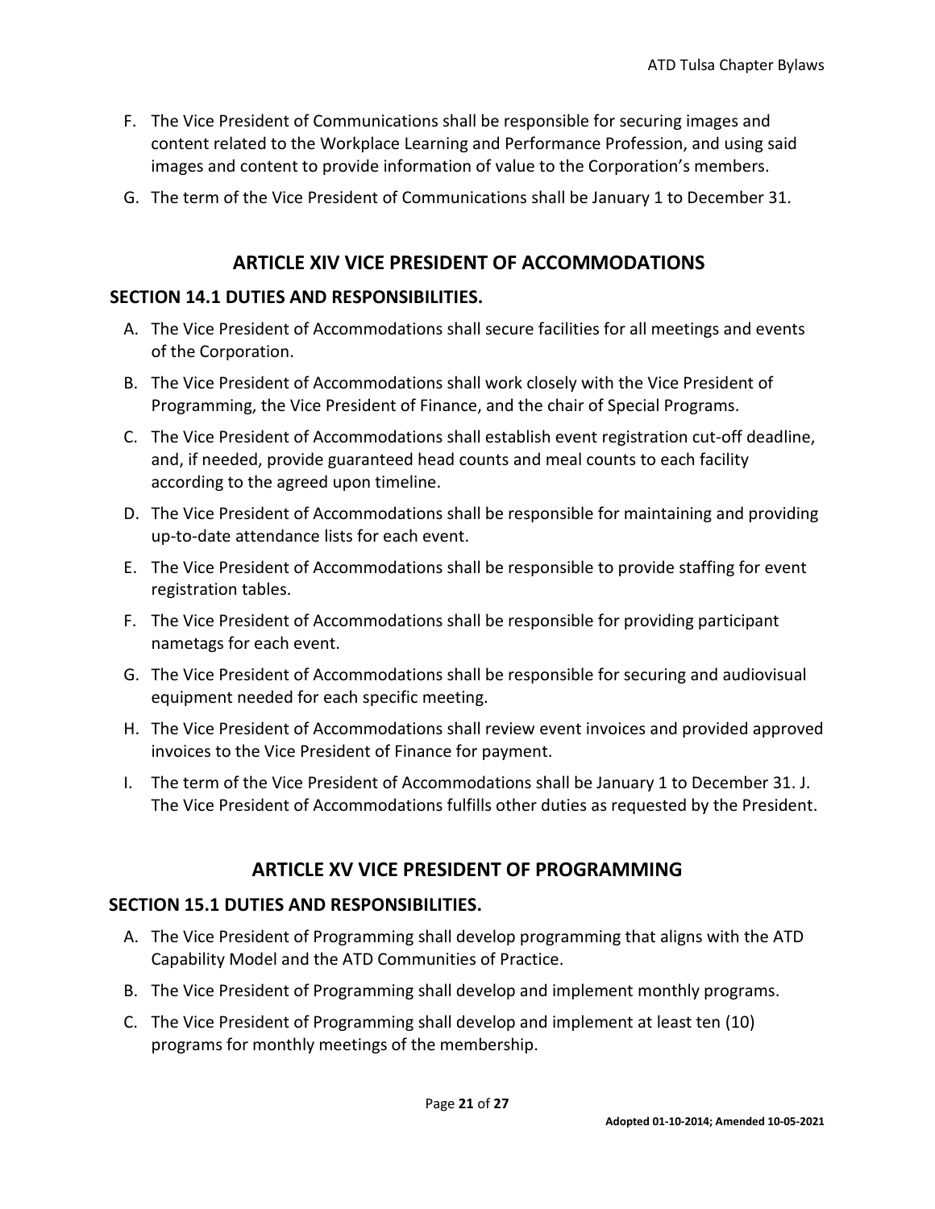F. The Vice President of Communications shall be responsible for securing images and content related to the Workplace Learning and Performance Profession, and using said images and content to provide information of value to the Corporation's members.

G. The term of the Vice President of Communications shall be January 1 to December 31.

## ARTICLE XIV VICE PRESIDENT OF ACCOMMODATIONS

### SECTION 14.1 DUTIES AND RESPONSIBILITIES.

A. The Vice President of Accommodations shall secure facilities for all meetings and events of the Corporation.

B. The Vice President of Accommodations shall work closely with the Vice President of Programming, the Vice President of Finance, and the chair of Special Programs.

C. The Vice President of Accommodations shall establish event registration cut-off deadline, and, if needed, provide guaranteed head counts and meal counts to each facility according to the agreed upon timeline.

D. The Vice President of Accommodations shall be responsible for maintaining and providing up-to-date attendance lists for each event.

E. The Vice President of Accommodations shall be responsible to provide staffing for event registration tables.

F. The Vice President of Accommodations shall be responsible for providing participant nametags for each event.

G. The Vice President of Accommodations shall be responsible for securing and audiovisual equipment needed for each specific meeting.

H. The Vice President of Accommodations shall review event invoices and provided approved invoices to the Vice President of Finance for payment.

I. The term of the Vice President of Accommodations shall be January 1 to December 31. J. The Vice President of Accommodations fulfills other duties as requested by the President.

## ARTICLE XV VICE PRESIDENT OF PROGRAMMING

### SECTION 15.1 DUTIES AND RESPONSIBILITIES.

A. The Vice President of Programming shall develop programming that aligns with the ATD Capability Model and the ATD Communities of Practice.

B. The Vice President of Programming shall develop and implement monthly programs.

C. The Vice President of Programming shall develop and implement at least ten (10) programs for monthly meetings of the membership.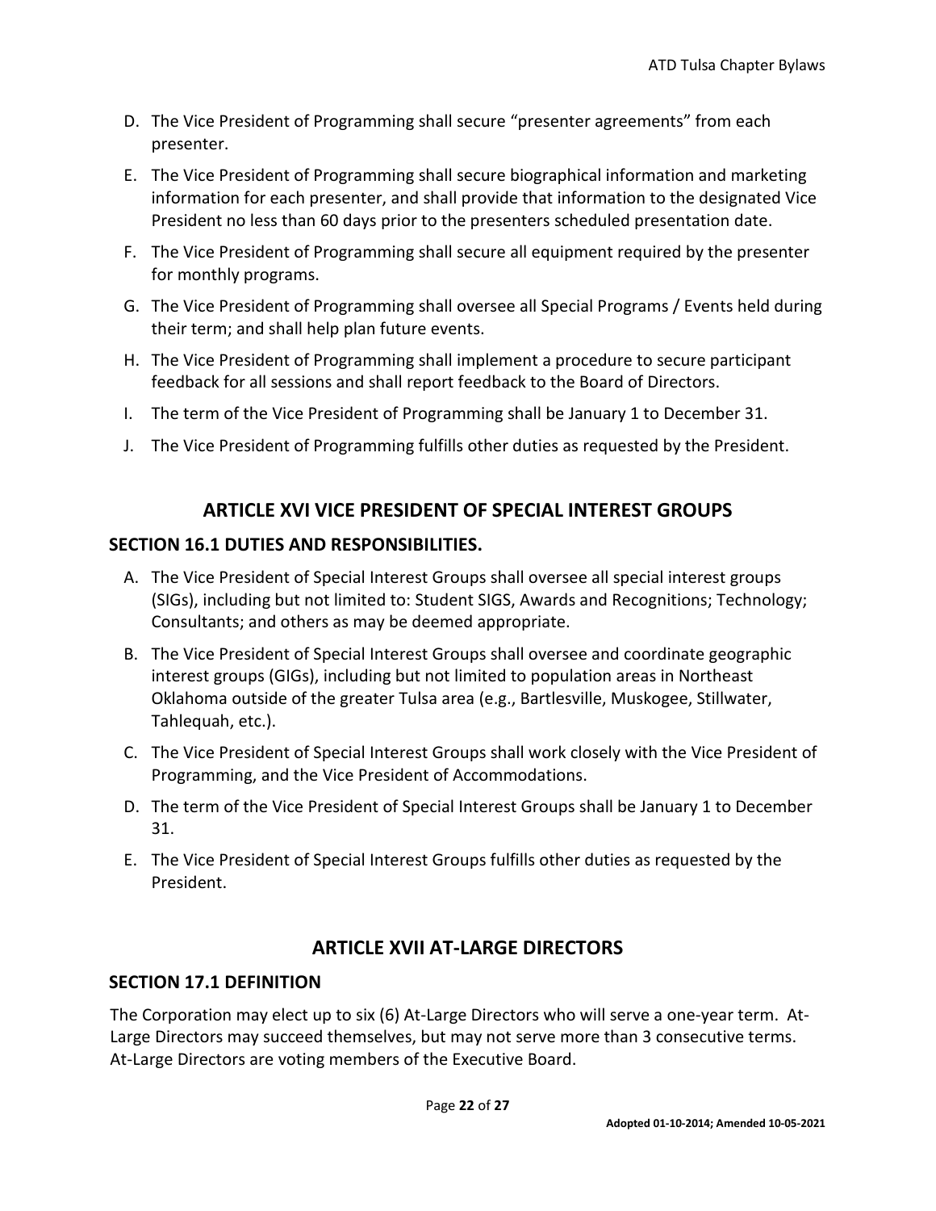D. The Vice President of Programming shall secure "presenter agreements" from each presenter.

E. The Vice President of Programming shall secure biographical information and marketing information for each presenter, and shall provide that information to the designated Vice President no less than 60 days prior to the presenters scheduled presentation date.

F. The Vice President of Programming shall secure all equipment required by the presenter for monthly programs.

G. The Vice President of Programming shall oversee all Special Programs / Events held during their term; and shall help plan future events.

H. The Vice President of Programming shall implement a procedure to secure participant feedback for all sessions and shall report feedback to the Board of Directors.

I. The term of the Vice President of Programming shall be January 1 to December 31.

J. The Vice President of Programming fulfills other duties as requested by the President.

## ARTICLE XVI VICE PRESIDENT OF SPECIAL INTEREST GROUPS

### SECTION 16.1 DUTIES AND RESPONSIBILITIES.

A. The Vice President of Special Interest Groups shall oversee all special interest groups (SIGs), including but not limited to: Student SIGS, Awards and Recognitions; Technology; Consultants; and others as may be deemed appropriate.

B. The Vice President of Special Interest Groups shall oversee and coordinate geographic interest groups (GIGs), including but not limited to population areas in Northeast Oklahoma outside of the greater Tulsa area (e.g., Bartlesville, Muskogee, Stillwater, Tahlequah, etc.).

C. The Vice President of Special Interest Groups shall work closely with the Vice President of Programming, and the Vice President of Accommodations.

D. The term of the Vice President of Special Interest Groups shall be January 1 to December 31.

E. The Vice President of Special Interest Groups fulfills other duties as requested by the President.

## ARTICLE XVII AT-LARGE DIRECTORS

### SECTION 17.1 DEFINITION

The Corporation may elect up to six (6) At-Large Directors who will serve a one-year term. At-Large Directors may succeed themselves, but may not serve more than 3 consecutive terms. At-Large Directors are voting members of the Executive Board.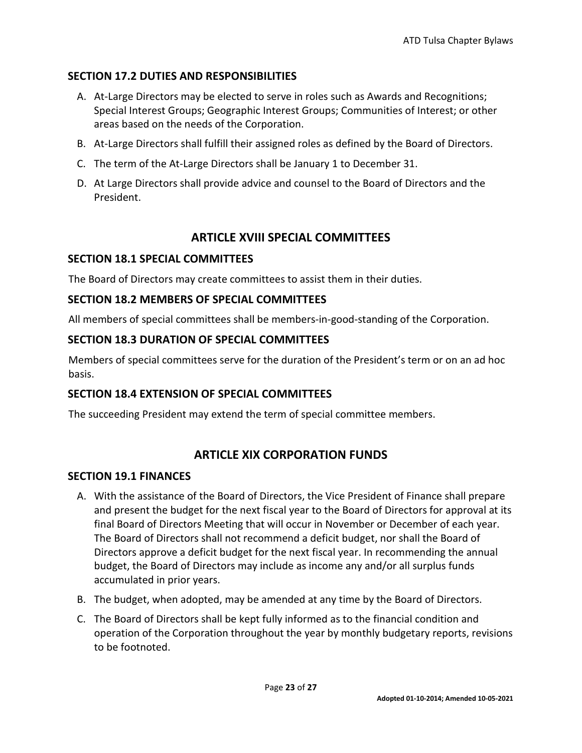### SECTION 17.2 DUTIES AND RESPONSIBILITIES

A. At-Large Directors may be elected to serve in roles such as Awards and Recognitions; Special Interest Groups; Geographic Interest Groups; Communities of Interest; or other areas based on the needs of the Corporation.
B. At-Large Directors shall fulfill their assigned roles as defined by the Board of Directors.
C. The term of the At-Large Directors shall be January 1 to December 31.
D. At Large Directors shall provide advice and counsel to the Board of Directors and the President.

## ARTICLE XVIII SPECIAL COMMITTEES

### SECTION 18.1 SPECIAL COMMITTEES

The Board of Directors may create committees to assist them in their duties.

### SECTION 18.2 MEMBERS OF SPECIAL COMMITTEES

All members of special committees shall be members-in-good-standing of the Corporation.

### SECTION 18.3 DURATION OF SPECIAL COMMITTEES

Members of special committees serve for the duration of the President's term or on an ad hoc basis.

### SECTION 18.4 EXTENSION OF SPECIAL COMMITTEES

The succeeding President may extend the term of special committee members.

## ARTICLE XIX CORPORATION FUNDS

### SECTION 19.1 FINANCES

A. With the assistance of the Board of Directors, the Vice President of Finance shall prepare and present the budget for the next fiscal year to the Board of Directors for approval at its final Board of Directors Meeting that will occur in November or December of each year. The Board of Directors shall not recommend a deficit budget, nor shall the Board of Directors approve a deficit budget for the next fiscal year. In recommending the annual budget, the Board of Directors may include as income any and/or all surplus funds accumulated in prior years.
B. The budget, when adopted, may be amended at any time by the Board of Directors.
C. The Board of Directors shall be kept fully informed as to the financial condition and operation of the Corporation throughout the year by monthly budgetary reports, revisions to be footnoted.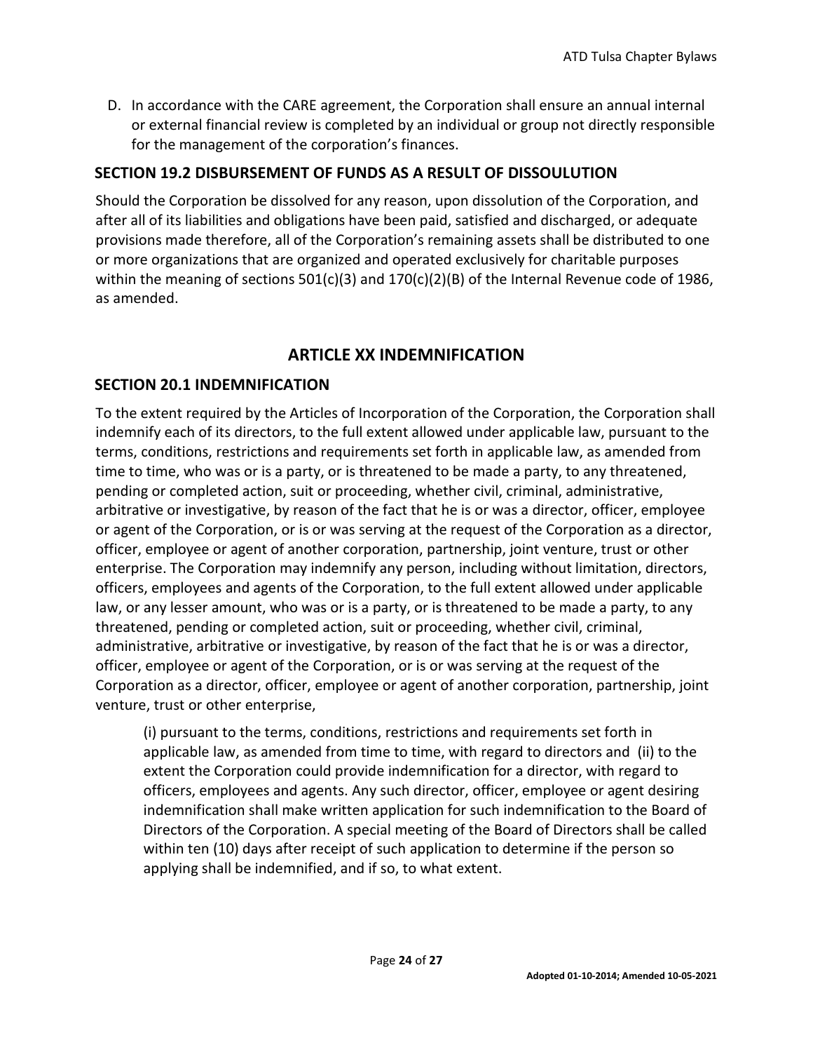D. In accordance with the CARE agreement, the Corporation shall ensure an annual internal or external financial review is completed by an individual or group not directly responsible for the management of the corporation's finances.

### SECTION 19.2 DISBURSEMENT OF FUNDS AS A RESULT OF DISSOULUTION

Should the Corporation be dissolved for any reason, upon dissolution of the Corporation, and after all of its liabilities and obligations have been paid, satisfied and discharged, or adequate provisions made therefore, all of the Corporation's remaining assets shall be distributed to one or more organizations that are organized and operated exclusively for charitable purposes within the meaning of sections 501(c)(3) and 170(c)(2)(B) of the Internal Revenue code of 1986, as amended.

## ARTICLE XX INDEMNIFICATION

### SECTION 20.1 INDEMNIFICATION

To the extent required by the Articles of Incorporation of the Corporation, the Corporation shall indemnify each of its directors, to the full extent allowed under applicable law, pursuant to the terms, conditions, restrictions and requirements set forth in applicable law, as amended from time to time, who was or is a party, or is threatened to be made a party, to any threatened, pending or completed action, suit or proceeding, whether civil, criminal, administrative, arbitrative or investigative, by reason of the fact that he is or was a director, officer, employee or agent of the Corporation, or is or was serving at the request of the Corporation as a director, officer, employee or agent of another corporation, partnership, joint venture, trust or other enterprise. The Corporation may indemnify any person, including without limitation, directors, officers, employees and agents of the Corporation, to the full extent allowed under applicable law, or any lesser amount, who was or is a party, or is threatened to be made a party, to any threatened, pending or completed action, suit or proceeding, whether civil, criminal, administrative, arbitrative or investigative, by reason of the fact that he is or was a director, officer, employee or agent of the Corporation, or is or was serving at the request of the Corporation as a director, officer, employee or agent of another corporation, partnership, joint venture, trust or other enterprise,

> (i) pursuant to the terms, conditions, restrictions and requirements set forth in applicable law, as amended from time to time, with regard to directors and (ii) to the extent the Corporation could provide indemnification for a director, with regard to officers, employees and agents. Any such director, officer, employee or agent desiring indemnification shall make written application for such indemnification to the Board of Directors of the Corporation. A special meeting of the Board of Directors shall be called within ten (10) days after receipt of such application to determine if the person so applying shall be indemnified, and if so, to what extent.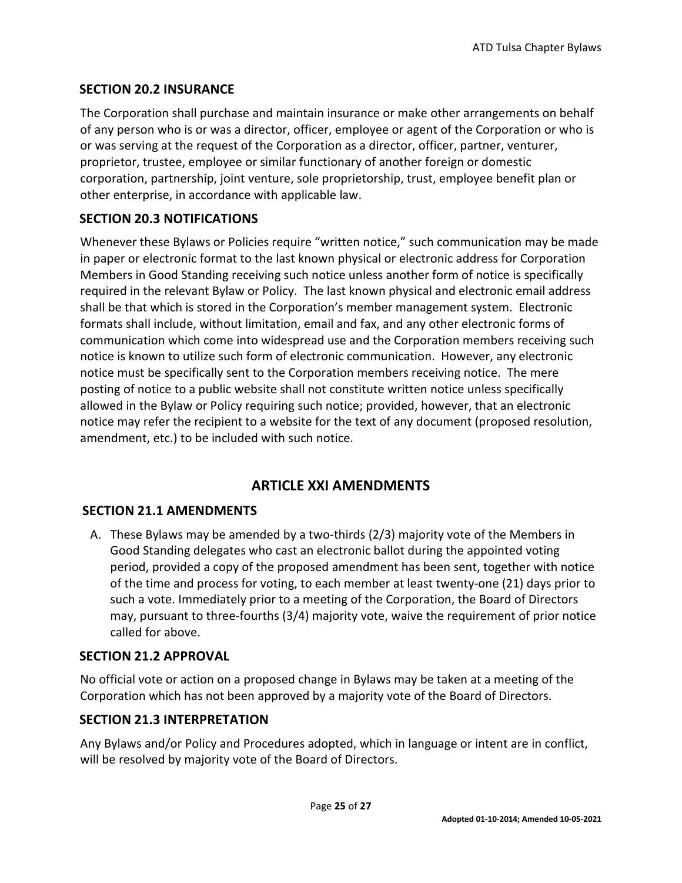### SECTION 20.2 INSURANCE

The Corporation shall purchase and maintain insurance or make other arrangements on behalf of any person who is or was a director, officer, employee or agent of the Corporation or who is or was serving at the request of the Corporation as a director, officer, partner, venturer, proprietor, trustee, employee or similar functionary of another foreign or domestic corporation, partnership, joint venture, sole proprietorship, trust, employee benefit plan or other enterprise, in accordance with applicable law.

### SECTION 20.3 NOTIFICATIONS

Whenever these Bylaws or Policies require "written notice," such communication may be made in paper or electronic format to the last known physical or electronic address for Corporation Members in Good Standing receiving such notice unless another form of notice is specifically required in the relevant Bylaw or Policy. The last known physical and electronic email address shall be that which is stored in the Corporation's member management system. Electronic formats shall include, without limitation, email and fax, and any other electronic forms of communication which come into widespread use and the Corporation members receiving such notice is known to utilize such form of electronic communication. However, any electronic notice must be specifically sent to the Corporation members receiving notice. The mere posting of notice to a public website shall not constitute written notice unless specifically allowed in the Bylaw or Policy requiring such notice; provided, however, that an electronic notice may refer the recipient to a website for the text of any document (proposed resolution, amendment, etc.) to be included with such notice.

## ARTICLE XXI AMENDMENTS

### SECTION 21.1 AMENDMENTS

A. These Bylaws may be amended by a two-thirds (2/3) majority vote of the Members in Good Standing delegates who cast an electronic ballot during the appointed voting period, provided a copy of the proposed amendment has been sent, together with notice of the time and process for voting, to each member at least twenty-one (21) days prior to such a vote. Immediately prior to a meeting of the Corporation, the Board of Directors may, pursuant to three-fourths (3/4) majority vote, waive the requirement of prior notice called for above.

### SECTION 21.2 APPROVAL

No official vote or action on a proposed change in Bylaws may be taken at a meeting of the Corporation which has not been approved by a majority vote of the Board of Directors.

### SECTION 21.3 INTERPRETATION

Any Bylaws and/or Policy and Procedures adopted, which in language or intent are in conflict, will be resolved by majority vote of the Board of Directors.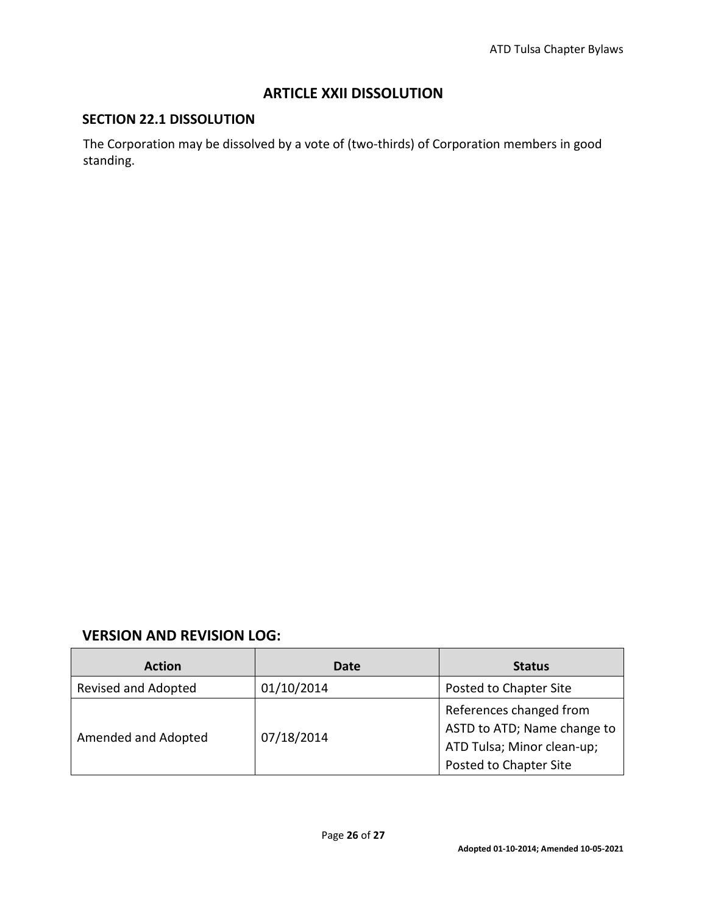## ARTICLE XXII DISSOLUTION

### SECTION 22.1 DISSOLUTION

The Corporation may be dissolved by a vote of (two-thirds) of Corporation members in good standing.

### VERSION AND REVISION LOG:

| Action | Date | Status |
| --- | --- | --- |
| Revised and Adopted | 01/10/2014 | Posted to Chapter Site |
| Amended and Adopted | 07/18/2014 | References changed from ASTD to ATD; Name change to ATD Tulsa; Minor clean-up; Posted to Chapter Site |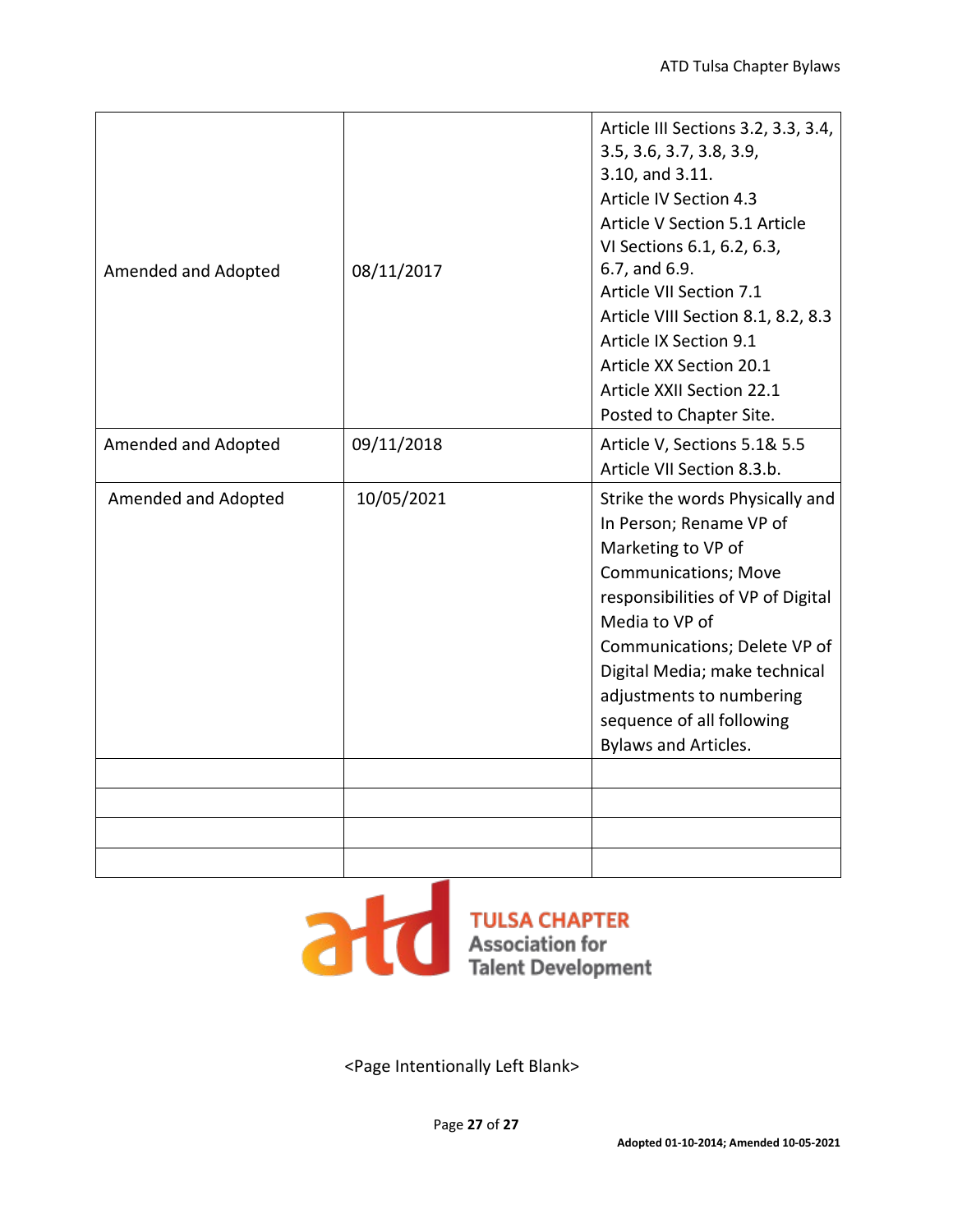| | | |
|---|---|---|
| Amended and Adopted | 08/11/2017 | Article III Sections 3.2, 3.3, 3.4, 3.5, 3.6, 3.7, 3.8, 3.9, 3.10, and 3.11. Article IV Section 4.3 Article V Section 5.1 Article VI Sections 6.1, 6.2, 6.3, 6.7, and 6.9. Article VII Section 7.1 Article VIII Section 8.1, 8.2, 8.3 Article IX Section 9.1 Article XX Section 20.1 Article XXII Section 22.1 Posted to Chapter Site. |
| Amended and Adopted | 09/11/2018 | Article V, Sections 5.1& 5.5 Article VII Section 8.3.b. |
| Amended and Adopted | 10/05/2021 | Strike the words Physically and In Person; Rename VP of Marketing to VP of Communications; Move responsibilities of VP of Digital Media to VP of Communications; Delete VP of Digital Media; make technical adjustments to numbering sequence of all following Bylaws and Articles. |
| | | |
| | | |
| | | |
| | | |

TULSA CHAPTER
Association for
Talent Development

<Page Intentionally Left Blank>

Adopted 01-10-2014; Amended 10-05-2021